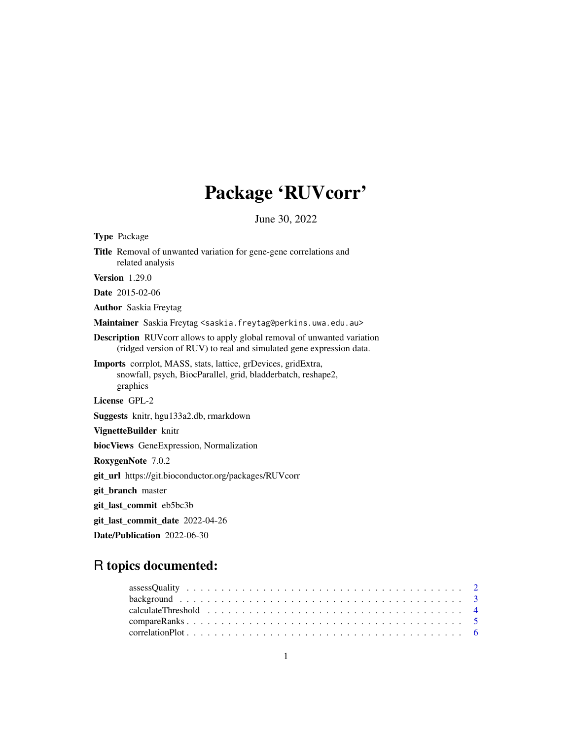# Package 'RUVcorr'

June 30, 2022

**Type** Package

**Title** Removal of unwanted variation for gene-gene correlations and related analysis

**Version** 1.29.0

**Date** 2015-02-06

**Author** Saskia Freytag

**Maintainer** Saskia Freytag <saskia.freytag@perkins.uwa.edu.au>

**Description** RUVcorr allows to apply global removal of unwanted variation (ridged version of RUV) to real and simulated gene expression data.

**Imports** corrplot, MASS, stats, lattice, grDevices, gridExtra, snowfall, psych, BiocParallel, grid, bladderbatch, reshape2, graphics

**License** GPL-2

**Suggests** knitr, hgu133a2.db, rmarkdown

**VignetteBuilder** knitr

**biocViews** GeneExpression, Normalization

**RoxygenNote** 7.0.2

**git_url** https://git.bioconductor.org/packages/RUVcorr

**git_branch** master

**git_last_commit** eb5bc3b

**git_last_commit_date** 2022-04-26

**Date/Publication** 2022-06-30

## R topics documented:

| | |
|---|---|
| assessQuality | 2 |
| background | 3 |
| calculateThreshold | 4 |
| compareRanks | 5 |
| correlationPlot | 6 |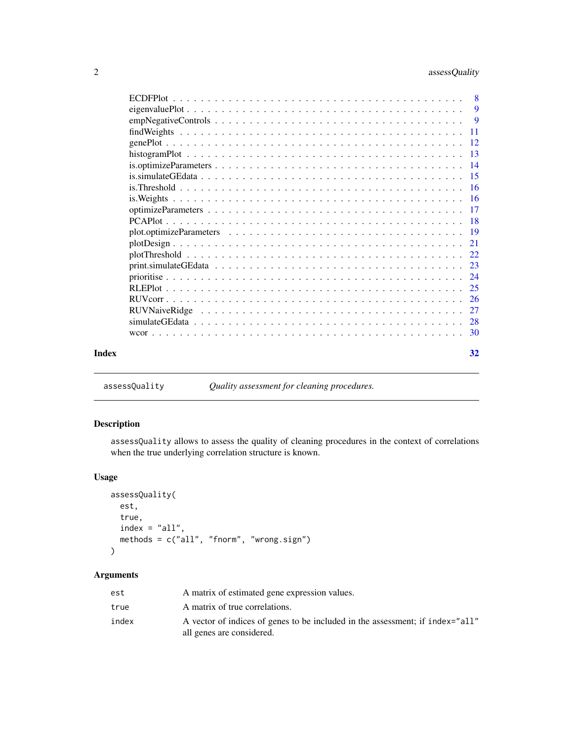| | |
|---|---|
| ECDFPlot | 8 |
| eigenvaluePlot | 9 |
| empNegativeControls | 9 |
| findWeights | 11 |
| genePlot | 12 |
| histogramPlot | 13 |
| is.optimizeParameters | 14 |
| is.simulateGEdata | 15 |
| is.Threshold | 16 |
| is.Weights | 16 |
| optimizeParameters | 17 |
| PCAPlot | 18 |
| plot.optimizeParameters | 19 |
| plotDesign | 21 |
| plotThreshold | 22 |
| print.simulateGEdata | 23 |
| prioritise | 24 |
| RLEPlot | 25 |
| RUVcorr | 26 |
| RUVNaiveRidge | 27 |
| simulateGEdata | 28 |
| wcor | 30 |

**Index** 32

---

`assessQuality` *Quality assessment for cleaning procedures.*

---

### Description

`assessQuality` allows to assess the quality of cleaning procedures in the context of correlations when the true underlying correlation structure is known.

### Usage

```
assessQuality(
  est,
  true,
  index = "all",
  methods = c("all", "fnorm", "wrong.sign")
)
```

### Arguments

| | |
|---|---|
| `est` | A matrix of estimated gene expression values. |
| `true` | A matrix of true correlations. |
| `index` | A vector of indices of genes to be included in the assessment; if `index="all"` all genes are considered. |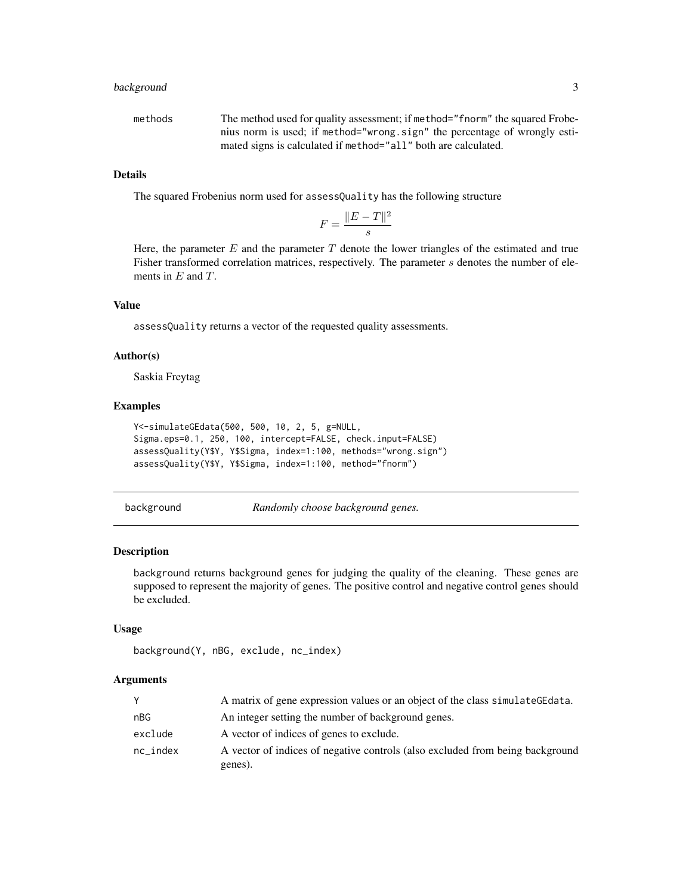| | |
|---|---|
| methods | The method used for quality assessment; if method="fnorm" the squared Frobenius norm is used; if method="wrong.sign" the percentage of wrongly estimated signs is calculated if method="all" both are calculated. |

### Details

The squared Frobenius norm used for assessQuality has the following structure

$$F = \frac{\|E - T\|^2}{s}$$

Here, the parameter $E$ and the parameter $T$ denote the lower triangles of the estimated and true Fisher transformed correlation matrices, respectively. The parameter $s$ denotes the number of elements in $E$ and $T$.

### Value

assessQuality returns a vector of the requested quality assessments.

### Author(s)

Saskia Freytag

### Examples

```
Y<-simulateGEdata(500, 500, 10, 2, 5, g=NULL,
Sigma.eps=0.1, 250, 100, intercept=FALSE, check.input=FALSE)
assessQuality(Y$Y, Y$Sigma, index=1:100, methods="wrong.sign")
assessQuality(Y$Y, Y$Sigma, index=1:100, method="fnorm")
```

---

## background *Randomly choose background genes.*

---

### Description

background returns background genes for judging the quality of the cleaning. These genes are supposed to represent the majority of genes. The positive control and negative control genes should be excluded.

### Usage

```
background(Y, nBG, exclude, nc_index)
```

### Arguments

| | |
|---|---|
| Y | A matrix of gene expression values or an object of the class simulateGEdata. |
| nBG | An integer setting the number of background genes. |
| exclude | A vector of indices of genes to exclude. |
| nc_index | A vector of indices of negative controls (also excluded from being background genes). |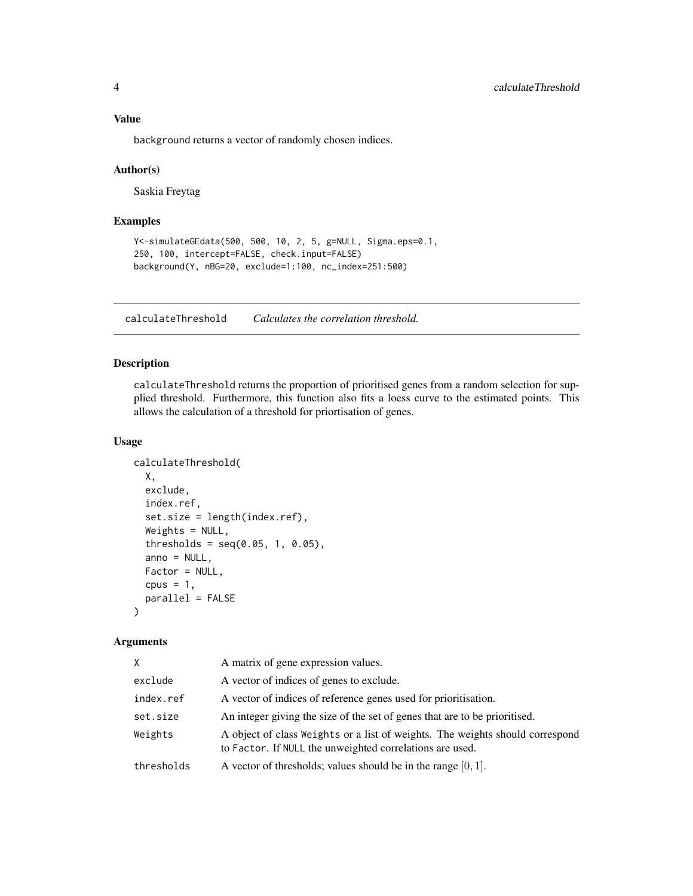### Value

background returns a vector of randomly chosen indices.

### Author(s)

Saskia Freytag

### Examples

```
Y<-simulateGEdata(500, 500, 10, 2, 5, g=NULL, Sigma.eps=0.1,
250, 100, intercept=FALSE, check.input=FALSE)
background(Y, nBG=20, exclude=1:100, nc_index=251:500)
```

---

## calculateThreshold    *Calculates the correlation threshold.*

### Description

calculateThreshold returns the proportion of prioritised genes from a random selection for supplied threshold. Furthermore, this function also fits a loess curve to the estimated points. This allows the calculation of a threshold for priortisation of genes.

### Usage

```
calculateThreshold(
  X,
  exclude,
  index.ref,
  set.size = length(index.ref),
  Weights = NULL,
  thresholds = seq(0.05, 1, 0.05),
  anno = NULL,
  Factor = NULL,
  cpus = 1,
  parallel = FALSE
)
```

### Arguments

| | |
|---|---|
| X | A matrix of gene expression values. |
| exclude | A vector of indices of genes to exclude. |
| index.ref | A vector of indices of reference genes used for prioritisation. |
| set.size | An integer giving the size of the set of genes that are to be prioritised. |
| Weights | A object of class Weights or a list of weights. The weights should correspond to Factor. If NULL the unweighted correlations are used. |
| thresholds | A vector of thresholds; values should be in the range $[0, 1]$. |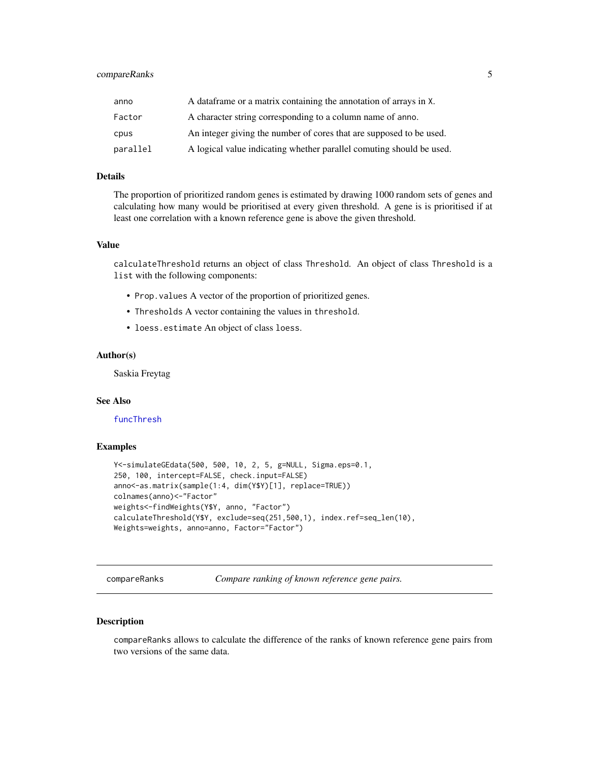| | |
|---|---|
| anno | A dataframe or a matrix containing the annotation of arrays in X. |
| Factor | A character string corresponding to a column name of anno. |
| cpus | An integer giving the number of cores that are supposed to be used. |
| parallel | A logical value indicating whether parallel comuting should be used. |

### Details

The proportion of prioritized random genes is estimated by drawing 1000 random sets of genes and calculating how many would be prioritised at every given threshold. A gene is is prioritised if at least one correlation with a known reference gene is above the given threshold.

### Value

calculateThreshold returns an object of class Threshold. An object of class Threshold is a list with the following components:

- Prop.values A vector of the proportion of prioritized genes.
- Thresholds A vector containing the values in threshold.
- loess.estimate An object of class loess.

### Author(s)

Saskia Freytag

### See Also

funcThresh

### Examples

```
Y<-simulateGEdata(500, 500, 10, 2, 5, g=NULL, Sigma.eps=0.1,
250, 100, intercept=FALSE, check.input=FALSE)
anno<-as.matrix(sample(1:4, dim(Y$Y)[1], replace=TRUE))
colnames(anno)<-"Factor"
weights<-findWeights(Y$Y, anno, "Factor")
calculateThreshold(Y$Y, exclude=seq(251,500,1), index.ref=seq_len(10),
Weights=weights, anno=anno, Factor="Factor")
```

## compareRanks    *Compare ranking of known reference gene pairs.*

### Description

compareRanks allows to calculate the difference of the ranks of known reference gene pairs from two versions of the same data.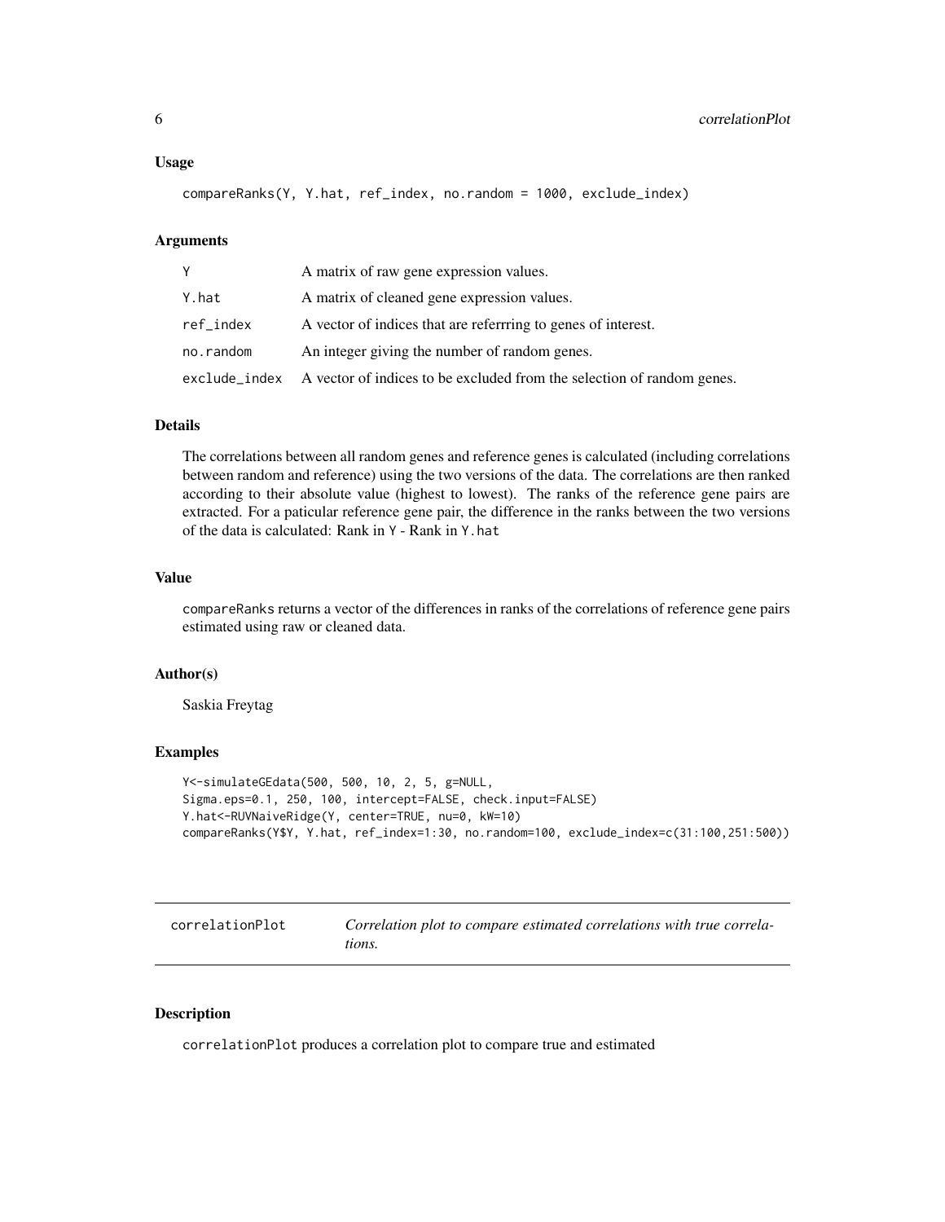### Usage

```
compareRanks(Y, Y.hat, ref_index, no.random = 1000, exclude_index)
```

### Arguments

| | |
|---|---|
| Y | A matrix of raw gene expression values. |
| Y.hat | A matrix of cleaned gene expression values. |
| ref_index | A vector of indices that are referrring to genes of interest. |
| no.random | An integer giving the number of random genes. |
| exclude_index | A vector of indices to be excluded from the selection of random genes. |

### Details

The correlations between all random genes and reference genes is calculated (including correlations between random and reference) using the two versions of the data. The correlations are then ranked according to their absolute value (highest to lowest). The ranks of the reference gene pairs are extracted. For a paticular reference gene pair, the difference in the ranks between the two versions of the data is calculated: Rank in `Y` - Rank in `Y.hat`

### Value

`compareRanks` returns a vector of the differences in ranks of the correlations of reference gene pairs estimated using raw or cleaned data.

### Author(s)

Saskia Freytag

### Examples

```
Y<-simulateGEdata(500, 500, 10, 2, 5, g=NULL,
Sigma.eps=0.1, 250, 100, intercept=FALSE, check.input=FALSE)
Y.hat<-RUVNaiveRidge(Y, center=TRUE, nu=0, kW=10)
compareRanks(Y$Y, Y.hat, ref_index=1:30, no.random=100, exclude_index=c(31:100,251:500))
```

---

## correlationPlot — *Correlation plot to compare estimated correlations with true correlations.*

---

### Description

`correlationPlot` produces a correlation plot to compare true and estimated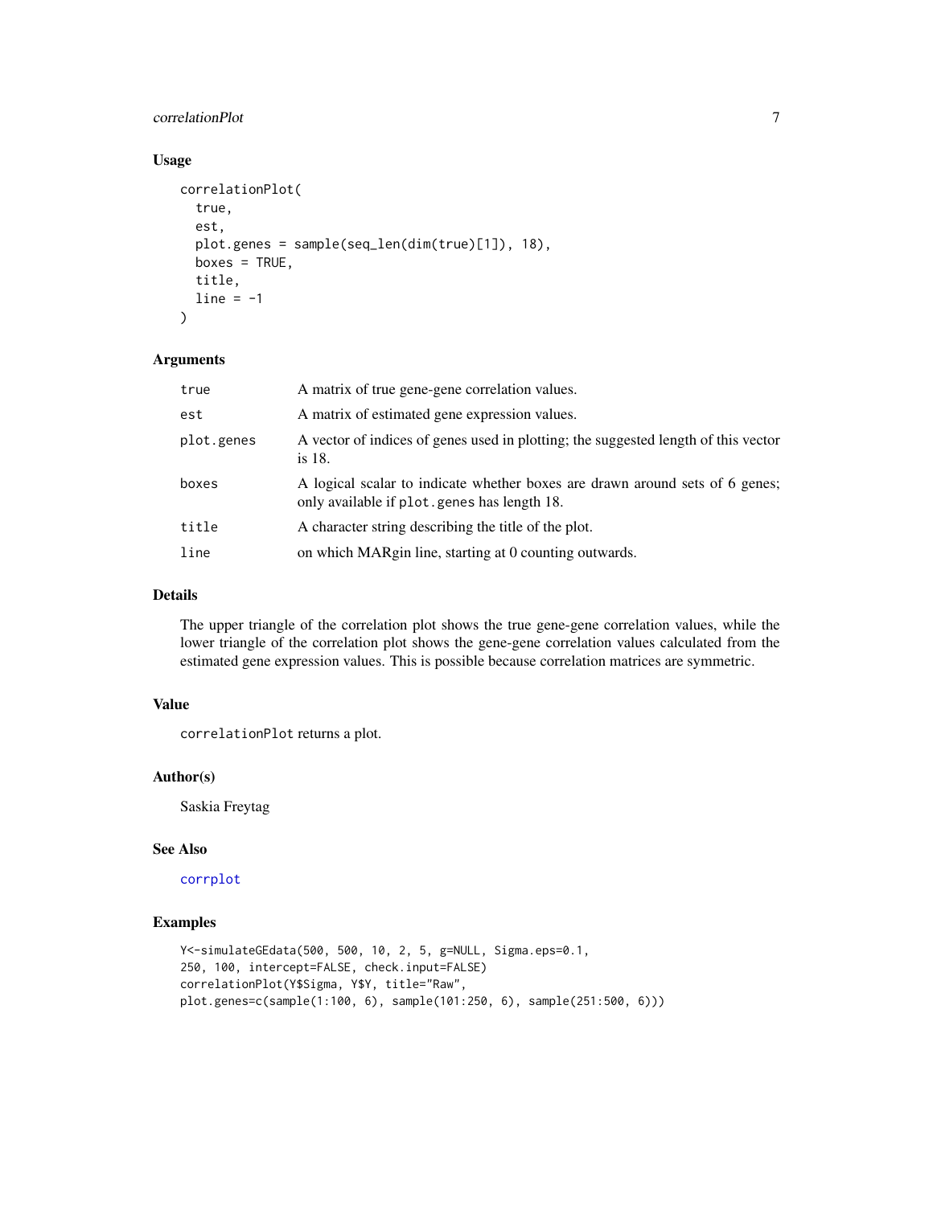## Usage

```
correlationPlot(
  true,
  est,
  plot.genes = sample(seq_len(dim(true)[1]), 18),
  boxes = TRUE,
  title,
  line = -1
)
```

## Arguments

| | |
|---|---|
| `true` | A matrix of true gene-gene correlation values. |
| `est` | A matrix of estimated gene expression values. |
| `plot.genes` | A vector of indices of genes used in plotting; the suggested length of this vector is 18. |
| `boxes` | A logical scalar to indicate whether boxes are drawn around sets of 6 genes; only available if `plot.genes` has length 18. |
| `title` | A character string describing the title of the plot. |
| `line` | on which MARgin line, starting at 0 counting outwards. |

## Details

The upper triangle of the correlation plot shows the true gene-gene correlation values, while the lower triangle of the correlation plot shows the gene-gene correlation values calculated from the estimated gene expression values. This is possible because correlation matrices are symmetric.

## Value

`correlationPlot` returns a plot.

## Author(s)

Saskia Freytag

## See Also

`corrplot`

## Examples

```
Y<-simulateGEdata(500, 500, 10, 2, 5, g=NULL, Sigma.eps=0.1,
250, 100, intercept=FALSE, check.input=FALSE)
correlationPlot(Y$Sigma, Y$Y, title="Raw",
plot.genes=c(sample(1:100, 6), sample(101:250, 6), sample(251:500, 6)))
```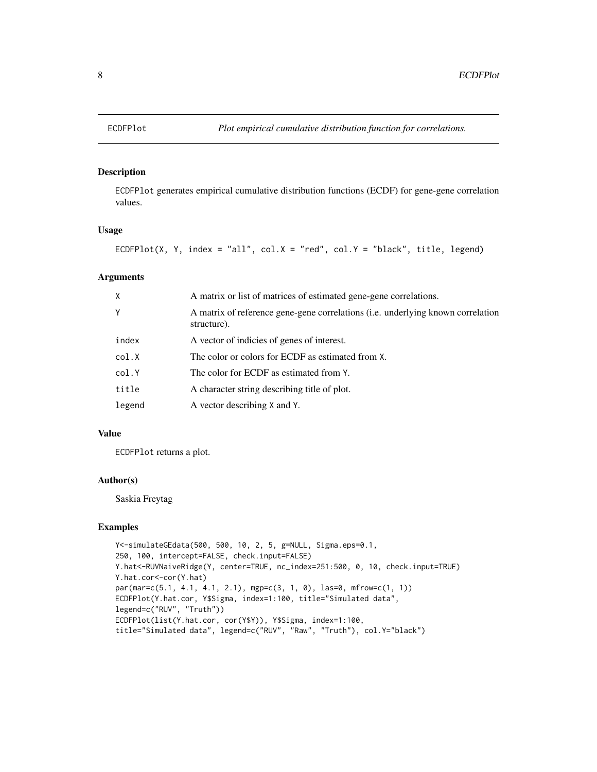# ECDFPlot

*Plot empirical cumulative distribution function for correlations.*

## Description

ECDFPlot generates empirical cumulative distribution functions (ECDF) for gene-gene correlation values.

## Usage

```
ECDFPlot(X, Y, index = "all", col.X = "red", col.Y = "black", title, legend)
```

## Arguments

| | |
|---|---|
| X | A matrix or list of matrices of estimated gene-gene correlations. |
| Y | A matrix of reference gene-gene correlations (i.e. underlying known correlation structure). |
| index | A vector of indicies of genes of interest. |
| col.X | The color or colors for ECDF as estimated from X. |
| col.Y | The color for ECDF as estimated from Y. |
| title | A character string describing title of plot. |
| legend | A vector describing X and Y. |

## Value

ECDFPlot returns a plot.

## Author(s)

Saskia Freytag

## Examples

```
Y<-simulateGEdata(500, 500, 10, 2, 5, g=NULL, Sigma.eps=0.1,
250, 100, intercept=FALSE, check.input=FALSE)
Y.hat<-RUVNaiveRidge(Y, center=TRUE, nc_index=251:500, 0, 10, check.input=TRUE)
Y.hat.cor<-cor(Y.hat)
par(mar=c(5.1, 4.1, 4.1, 2.1), mgp=c(3, 1, 0), las=0, mfrow=c(1, 1))
ECDFPlot(Y.hat.cor, Y$Sigma, index=1:100, title="Simulated data",
legend=c("RUV", "Truth"))
ECDFPlot(list(Y.hat.cor, cor(Y$Y)), Y$Sigma, index=1:100,
title="Simulated data", legend=c("RUV", "Raw", "Truth"), col.Y="black")
```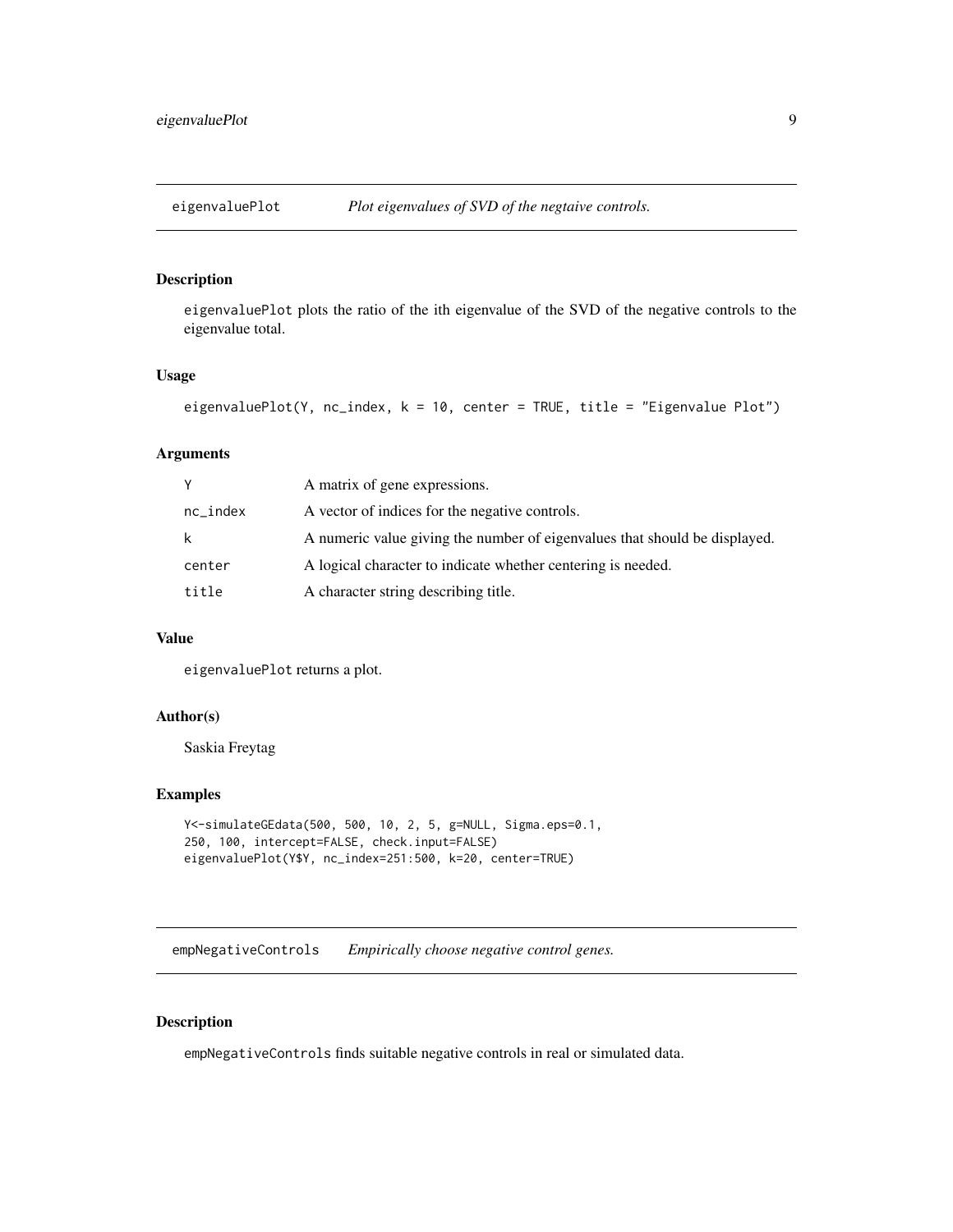## eigenvaluePlot — *Plot eigenvalues of SVD of the negtaive controls.*

### Description

eigenvaluePlot plots the ratio of the ith eigenvalue of the SVD of the negative controls to the eigenvalue total.

### Usage

```
eigenvaluePlot(Y, nc_index, k = 10, center = TRUE, title = "Eigenvalue Plot")
```

### Arguments

| | |
|---|---|
| Y | A matrix of gene expressions. |
| nc_index | A vector of indices for the negative controls. |
| k | A numeric value giving the number of eigenvalues that should be displayed. |
| center | A logical character to indicate whether centering is needed. |
| title | A character string describing title. |

### Value

eigenvaluePlot returns a plot.

### Author(s)

Saskia Freytag

### Examples

```
Y<-simulateGEdata(500, 500, 10, 2, 5, g=NULL, Sigma.eps=0.1,
250, 100, intercept=FALSE, check.input=FALSE)
eigenvaluePlot(Y$Y, nc_index=251:500, k=20, center=TRUE)
```

## empNegativeControls — *Empirically choose negative control genes.*

### Description

empNegativeControls finds suitable negative controls in real or simulated data.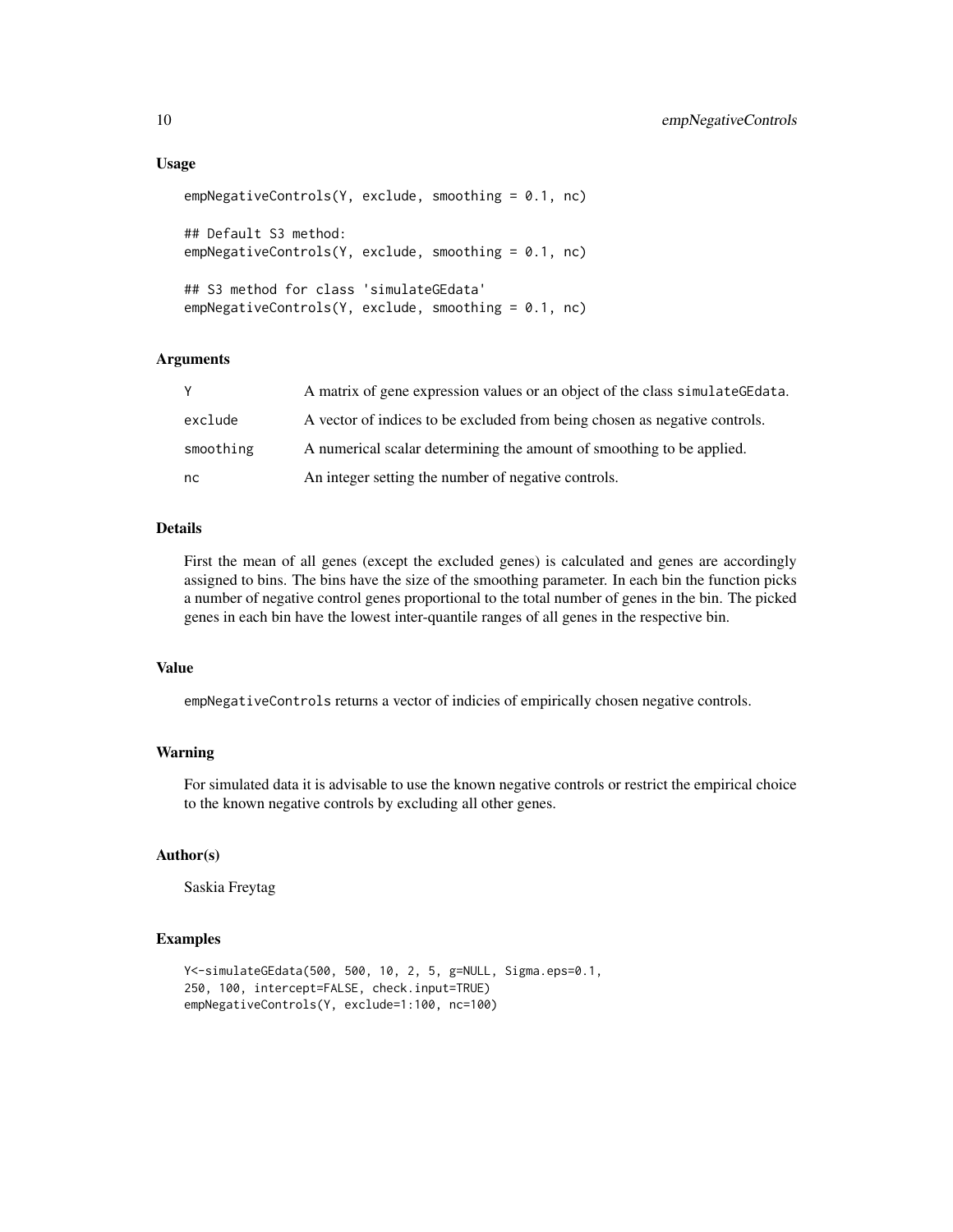### Usage

```
empNegativeControls(Y, exclude, smoothing = 0.1, nc)

## Default S3 method:
empNegativeControls(Y, exclude, smoothing = 0.1, nc)

## S3 method for class 'simulateGEdata'
empNegativeControls(Y, exclude, smoothing = 0.1, nc)
```

### Arguments

| | |
|---|---|
| Y | A matrix of gene expression values or an object of the class simulateGEdata. |
| exclude | A vector of indices to be excluded from being chosen as negative controls. |
| smoothing | A numerical scalar determining the amount of smoothing to be applied. |
| nc | An integer setting the number of negative controls. |

### Details

First the mean of all genes (except the excluded genes) is calculated and genes are accordingly assigned to bins. The bins have the size of the smoothing parameter. In each bin the function picks a number of negative control genes proportional to the total number of genes in the bin. The picked genes in each bin have the lowest inter-quantile ranges of all genes in the respective bin.

### Value

empNegativeControls returns a vector of indicies of empirically chosen negative controls.

### Warning

For simulated data it is advisable to use the known negative controls or restrict the empirical choice to the known negative controls by excluding all other genes.

### Author(s)

Saskia Freytag

### Examples

```
Y<-simulateGEdata(500, 500, 10, 2, 5, g=NULL, Sigma.eps=0.1,
250, 100, intercept=FALSE, check.input=TRUE)
empNegativeControls(Y, exclude=1:100, nc=100)
```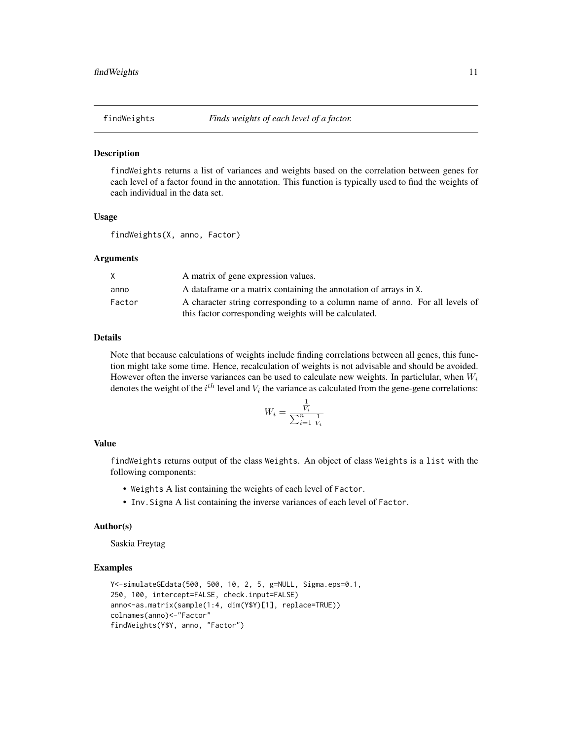## findWeights    *Finds weights of each level of a factor.*

### Description

findWeights returns a list of variances and weights based on the correlation between genes for each level of a factor found in the annotation. This function is typically used to find the weights of each individual in the data set.

### Usage

```
findWeights(X, anno, Factor)
```

### Arguments

| | |
|---|---|
| X | A matrix of gene expression values. |
| anno | A dataframe or a matrix containing the annotation of arrays in X. |
| Factor | A character string corresponding to a column name of anno. For all levels of this factor corresponding weights will be calculated. |

### Details

Note that because calculations of weights include finding correlations between all genes, this function might take some time. Hence, recalculation of weights is not advisable and should be avoided. However often the inverse variances can be used to calculate new weights. In particlular, when $W_i$ denotes the weight of the $i^{th}$ level and $V_i$ the variance as calculated from the gene-gene correlations:

$$W_i = \frac{\frac{1}{V_i}}{\sum_{i=1}^{n} \frac{1}{V_i}}$$

### Value

findWeights returns output of the class Weights. An object of class Weights is a list with the following components:

- Weights A list containing the weights of each level of Factor.
- Inv.Sigma A list containing the inverse variances of each level of Factor.

### Author(s)

Saskia Freytag

### Examples

```
Y<-simulateGEdata(500, 500, 10, 2, 5, g=NULL, Sigma.eps=0.1,
250, 100, intercept=FALSE, check.input=FALSE)
anno<-as.matrix(sample(1:4, dim(Y$Y)[1], replace=TRUE))
colnames(anno)<-"Factor"
findWeights(Y$Y, anno, "Factor")
```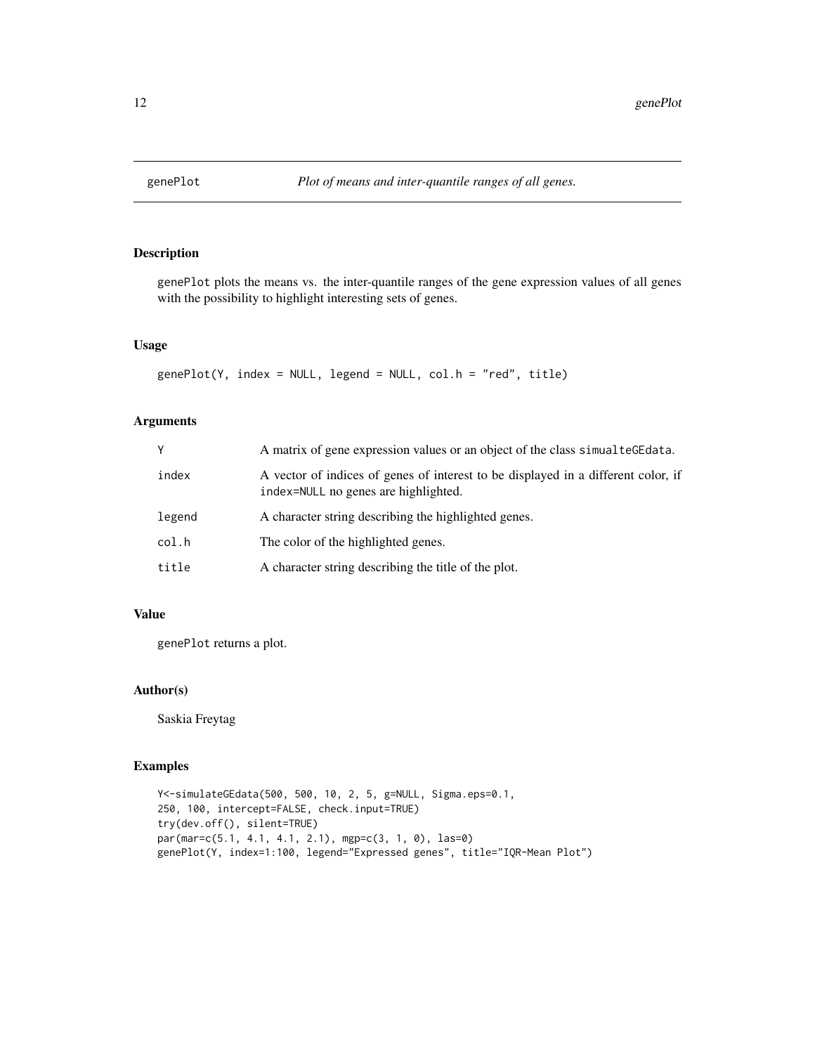# genePlot — *Plot of means and inter-quantile ranges of all genes.*

## Description

genePlot plots the means vs. the inter-quantile ranges of the gene expression values of all genes with the possibility to highlight interesting sets of genes.

## Usage

```
genePlot(Y, index = NULL, legend = NULL, col.h = "red", title)
```

## Arguments

| | |
|---|---|
| Y | A matrix of gene expression values or an object of the class simualteGEdata. |
| index | A vector of indices of genes of interest to be displayed in a different color, if index=NULL no genes are highlighted. |
| legend | A character string describing the highlighted genes. |
| col.h | The color of the highlighted genes. |
| title | A character string describing the title of the plot. |

## Value

genePlot returns a plot.

## Author(s)

Saskia Freytag

## Examples

```
Y<-simulateGEdata(500, 500, 10, 2, 5, g=NULL, Sigma.eps=0.1,
250, 100, intercept=FALSE, check.input=TRUE)
try(dev.off(), silent=TRUE)
par(mar=c(5.1, 4.1, 4.1, 2.1), mgp=c(3, 1, 0), las=0)
genePlot(Y, index=1:100, legend="Expressed genes", title="IQR-Mean Plot")
```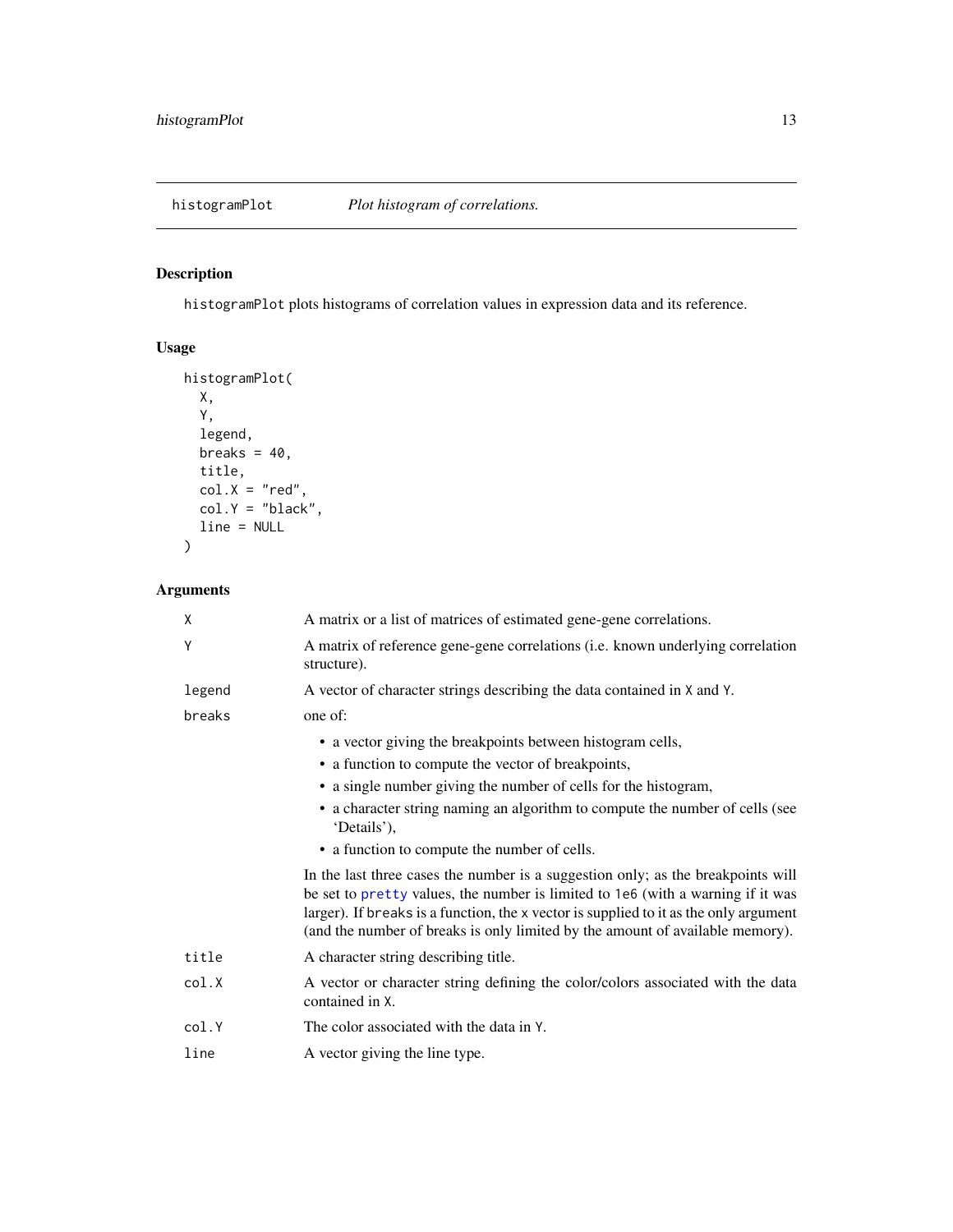## histogramPlot    *Plot histogram of correlations.*

### Description

`histogramPlot` plots histograms of correlation values in expression data and its reference.

### Usage

```
histogramPlot(
  X,
  Y,
  legend,
  breaks = 40,
  title,
  col.X = "red",
  col.Y = "black",
  line = NULL
)
```

### Arguments

| | |
|---|---|
| `X` | A matrix or a list of matrices of estimated gene-gene correlations. |
| `Y` | A matrix of reference gene-gene correlations (i.e. known underlying correlation structure). |
| `legend` | A vector of character strings describing the data contained in `X` and `Y`. |
| `breaks` | one of: <br>• a vector giving the breakpoints between histogram cells, <br>• a function to compute the vector of breakpoints, <br>• a single number giving the number of cells for the histogram, <br>• a character string naming an algorithm to compute the number of cells (see 'Details'), <br>• a function to compute the number of cells. <br><br>In the last three cases the number is a suggestion only; as the breakpoints will be set to `pretty` values, the number is limited to `1e6` (with a warning if it was larger). If `breaks` is a function, the `x` vector is supplied to it as the only argument (and the number of breaks is only limited by the amount of available memory). |
| `title` | A character string describing title. |
| `col.X` | A vector or character string defining the color/colors associated with the data contained in `X`. |
| `col.Y` | The color associated with the data in `Y`. |
| `line` | A vector giving the line type. |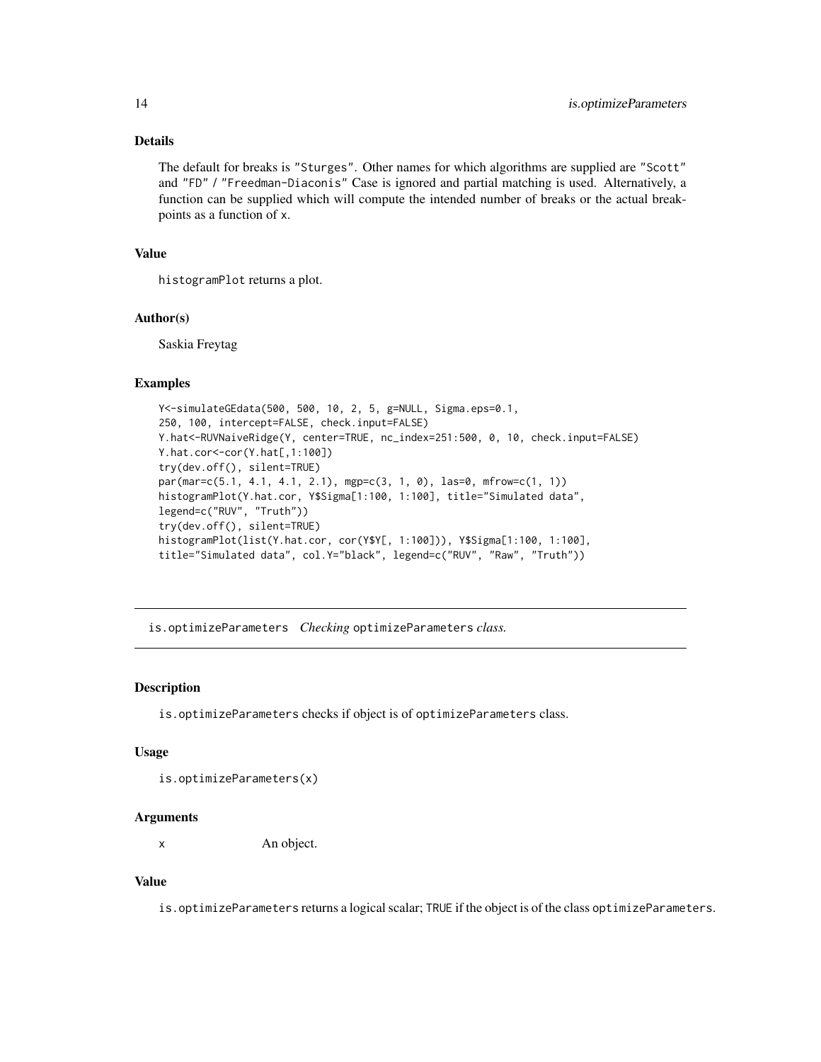### Details

The default for breaks is "Sturges". Other names for which algorithms are supplied are "Scott" and "FD" / "Freedman-Diaconis" Case is ignored and partial matching is used. Alternatively, a function can be supplied which will compute the intended number of breaks or the actual breakpoints as a function of x.

### Value

histogramPlot returns a plot.

### Author(s)

Saskia Freytag

### Examples

```
Y<-simulateGEdata(500, 500, 10, 2, 5, g=NULL, Sigma.eps=0.1,
250, 100, intercept=FALSE, check.input=FALSE)
Y.hat<-RUVNaiveRidge(Y, center=TRUE, nc_index=251:500, 0, 10, check.input=FALSE)
Y.hat.cor<-cor(Y.hat[,1:100])
try(dev.off(), silent=TRUE)
par(mar=c(5.1, 4.1, 4.1, 2.1), mgp=c(3, 1, 0), las=0, mfrow=c(1, 1))
histogramPlot(Y.hat.cor, Y$Sigma[1:100, 1:100], title="Simulated data",
legend=c("RUV", "Truth"))
try(dev.off(), silent=TRUE)
histogramPlot(list(Y.hat.cor, cor(Y$Y[, 1:100])), Y$Sigma[1:100, 1:100],
title="Simulated data", col.Y="black", legend=c("RUV", "Raw", "Truth"))
```

---

## is.optimizeParameters *Checking* optimizeParameters *class.*

---

### Description

is.optimizeParameters checks if object is of optimizeParameters class.

### Usage

```
is.optimizeParameters(x)
```

### Arguments

x An object.

### Value

is.optimizeParameters returns a logical scalar; TRUE if the object is of the class optimizeParameters.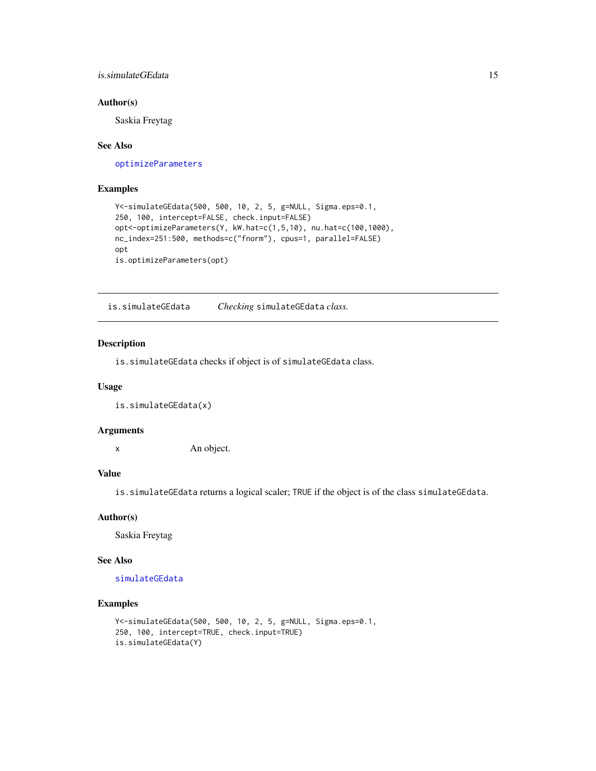### Author(s)

Saskia Freytag

### See Also

optimizeParameters

### Examples

```
Y<-simulateGEdata(500, 500, 10, 2, 5, g=NULL, Sigma.eps=0.1,
250, 100, intercept=FALSE, check.input=FALSE)
opt<-optimizeParameters(Y, kW.hat=c(1,5,10), nu.hat=c(100,1000),
nc_index=251:500, methods=c("fnorm"), cpus=1, parallel=FALSE)
opt
is.optimizeParameters(opt)
```

---

## is.simulateGEdata &emsp; *Checking* simulateGEdata *class.*

### Description

is.simulateGEdata checks if object is of simulateGEdata class.

### Usage

```
is.simulateGEdata(x)
```

### Arguments

| | |
|---|---|
| x | An object. |

### Value

is.simulateGEdata returns a logical scaler; TRUE if the object is of the class simulateGEdata.

### Author(s)

Saskia Freytag

### See Also

simulateGEdata

### Examples

```
Y<-simulateGEdata(500, 500, 10, 2, 5, g=NULL, Sigma.eps=0.1,
250, 100, intercept=TRUE, check.input=TRUE)
is.simulateGEdata(Y)
```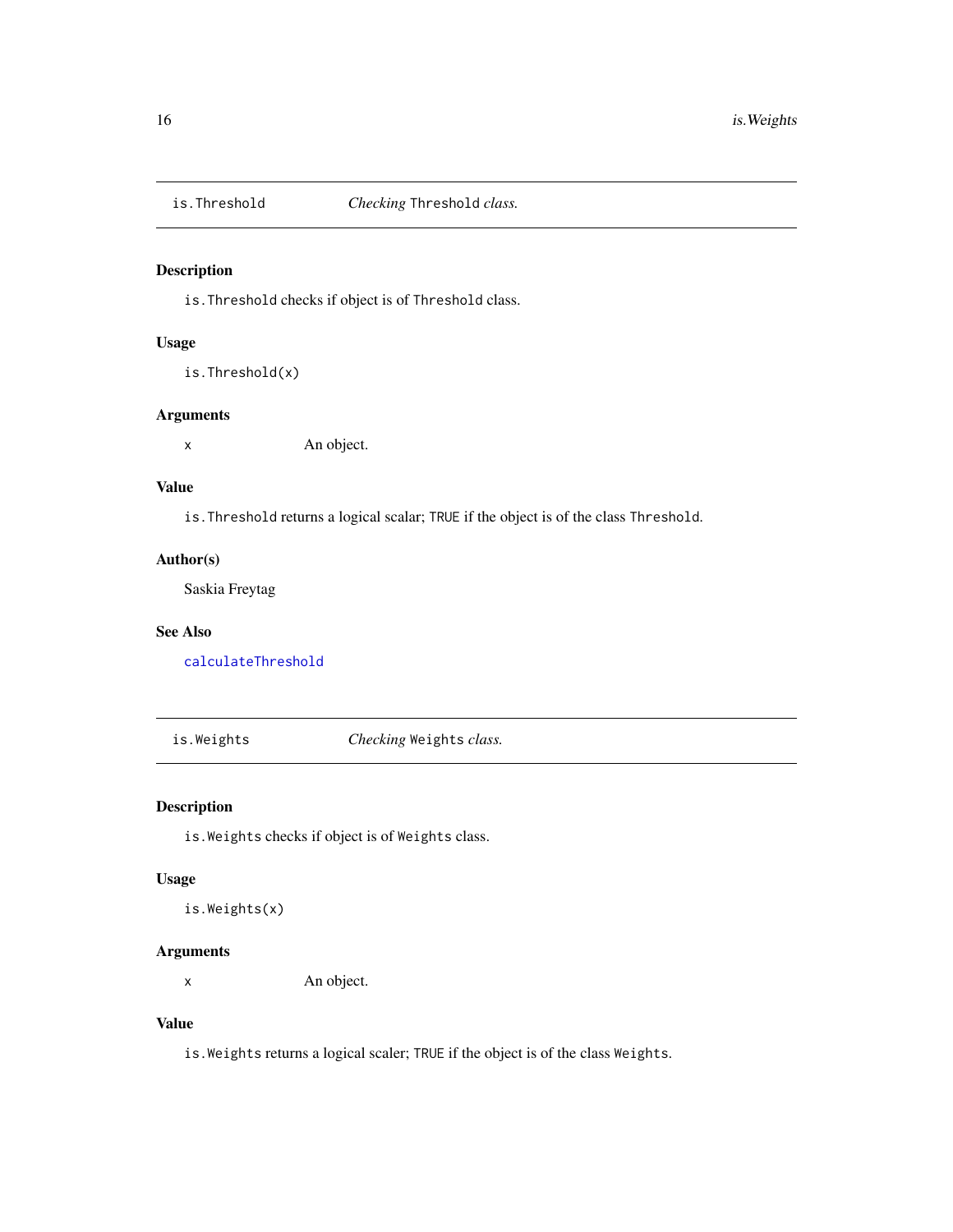## is.Threshold — *Checking* `Threshold` *class.*

### Description

`is.Threshold` checks if object is of `Threshold` class.

### Usage

```
is.Threshold(x)
```

### Arguments

| | |
|---|---|
| `x` | An object. |

### Value

`is.Threshold` returns a logical scalar; `TRUE` if the object is of the class `Threshold`.

### Author(s)

Saskia Freytag

### See Also

`calculateThreshold`

## is.Weights — *Checking* `Weights` *class.*

### Description

`is.Weights` checks if object is of `Weights` class.

### Usage

```
is.Weights(x)
```

### Arguments

| | |
|---|---|
| `x` | An object. |

### Value

`is.Weights` returns a logical scaler; `TRUE` if the object is of the class `Weights`.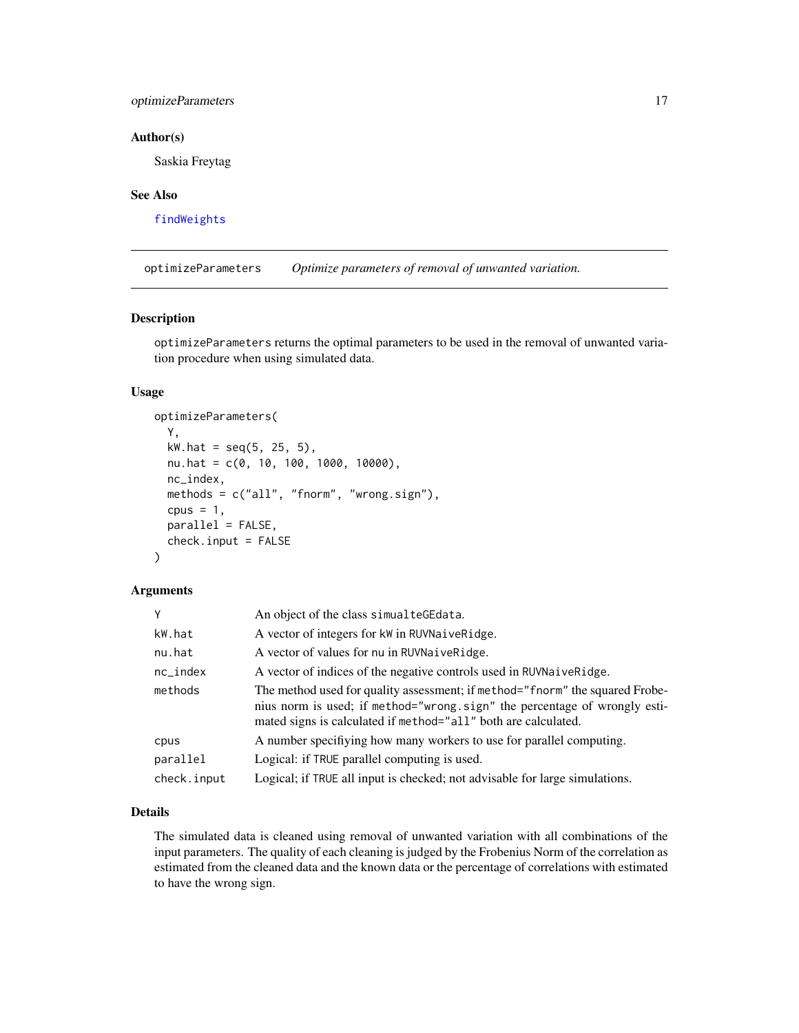## Author(s)

Saskia Freytag

## See Also

findWeights

---

# optimizeParameters — *Optimize parameters of removal of unwanted variation.*

## Description

optimizeParameters returns the optimal parameters to be used in the removal of unwanted variation procedure when using simulated data.

## Usage

```
optimizeParameters(
  Y,
  kW.hat = seq(5, 25, 5),
  nu.hat = c(0, 10, 100, 1000, 10000),
  nc_index,
  methods = c("all", "fnorm", "wrong.sign"),
  cpus = 1,
  parallel = FALSE,
  check.input = FALSE
)
```

## Arguments

| | |
|---|---|
| Y | An object of the class simualteGEdata. |
| kW.hat | A vector of integers for kW in RUVNaiveRidge. |
| nu.hat | A vector of values for nu in RUVNaiveRidge. |
| nc_index | A vector of indices of the negative controls used in RUVNaiveRidge. |
| methods | The method used for quality assessment; if method="fnorm" the squared Frobenius norm is used; if method="wrong.sign" the percentage of wrongly estimated signs is calculated if method="all" both are calculated. |
| cpus | A number specifiying how many workers to use for parallel computing. |
| parallel | Logical: if TRUE parallel computing is used. |
| check.input | Logical; if TRUE all input is checked; not advisable for large simulations. |

## Details

The simulated data is cleaned using removal of unwanted variation with all combinations of the input parameters. The quality of each cleaning is judged by the Frobenius Norm of the correlation as estimated from the cleaned data and the known data or the percentage of correlations with estimated to have the wrong sign.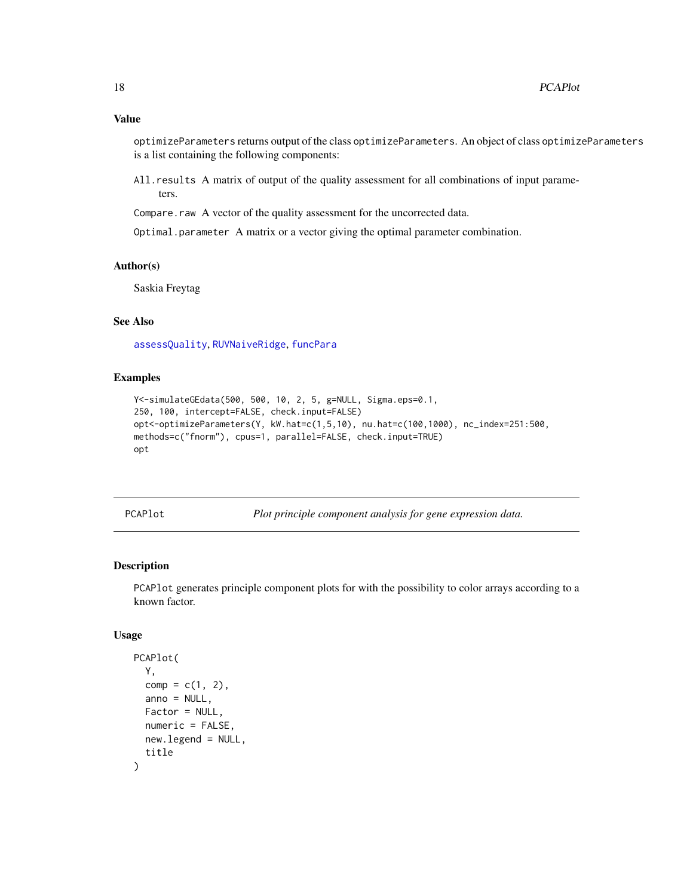### Value

optimizeParameters returns output of the class optimizeParameters. An object of class optimizeParameters is a list containing the following components:

All.results A matrix of output of the quality assessment for all combinations of input parameters.

Compare.raw A vector of the quality assessment for the uncorrected data.

Optimal.parameter A matrix or a vector giving the optimal parameter combination.

### Author(s)

Saskia Freytag

### See Also

assessQuality, RUVNaiveRidge, funcPara

### Examples

```
Y<-simulateGEdata(500, 500, 10, 2, 5, g=NULL, Sigma.eps=0.1,
250, 100, intercept=FALSE, check.input=FALSE)
opt<-optimizeParameters(Y, kW.hat=c(1,5,10), nu.hat=c(100,1000), nc_index=251:500,
methods=c("fnorm"), cpus=1, parallel=FALSE, check.input=TRUE)
opt
```

---

## PCAPlot — *Plot principle component analysis for gene expression data.*

### Description

PCAPlot generates principle component plots for with the possibility to color arrays according to a known factor.

### Usage

```
PCAPlot(
  Y,
  comp = c(1, 2),
  anno = NULL,
  Factor = NULL,
  numeric = FALSE,
  new.legend = NULL,
  title
)
```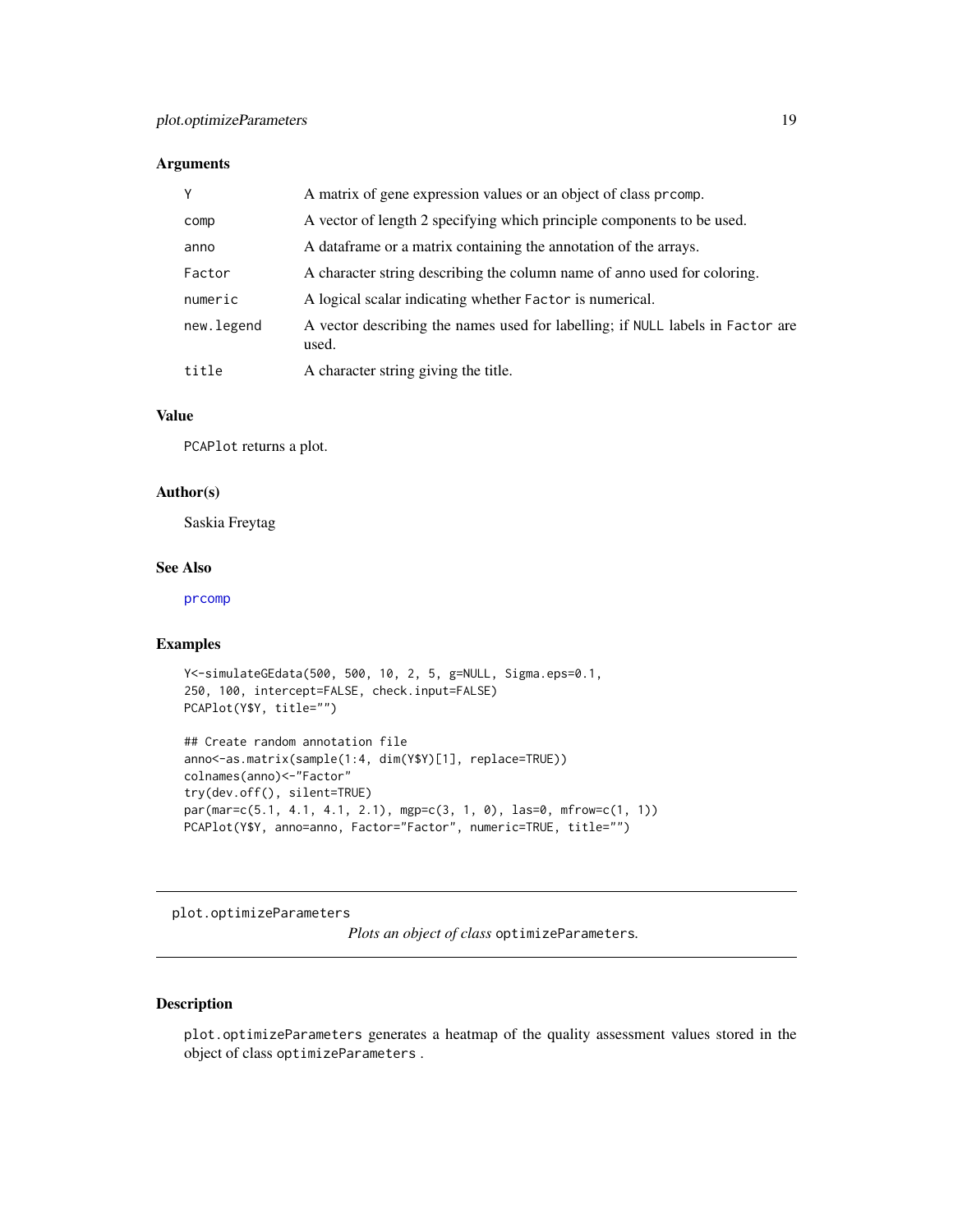### Arguments

| | |
|---|---|
| Y | A matrix of gene expression values or an object of class `prcomp`. |
| comp | A vector of length 2 specifying which principle components to be used. |
| anno | A dataframe or a matrix containing the annotation of the arrays. |
| Factor | A character string describing the column name of `anno` used for coloring. |
| numeric | A logical scalar indicating whether `Factor` is numerical. |
| new.legend | A vector describing the names used for labelling; if `NULL` labels in `Factor` are used. |
| title | A character string giving the title. |

### Value

`PCAPlot` returns a plot.

### Author(s)

Saskia Freytag

### See Also

`prcomp`

### Examples

```
Y<-simulateGEdata(500, 500, 10, 2, 5, g=NULL, Sigma.eps=0.1,
250, 100, intercept=FALSE, check.input=FALSE)
PCAPlot(Y$Y, title="")

## Create random annotation file
anno<-as.matrix(sample(1:4, dim(Y$Y)[1], replace=TRUE))
colnames(anno)<-"Factor"
try(dev.off(), silent=TRUE)
par(mar=c(5.1, 4.1, 4.1, 2.1), mgp=c(3, 1, 0), las=0, mfrow=c(1, 1))
PCAPlot(Y$Y, anno=anno, Factor="Factor", numeric=TRUE, title="")
```

---

## plot.optimizeParameters

*Plots an object of class* `optimizeParameters`*.*

---

### Description

`plot.optimizeParameters` generates a heatmap of the quality assessment values stored in the object of class `optimizeParameters` .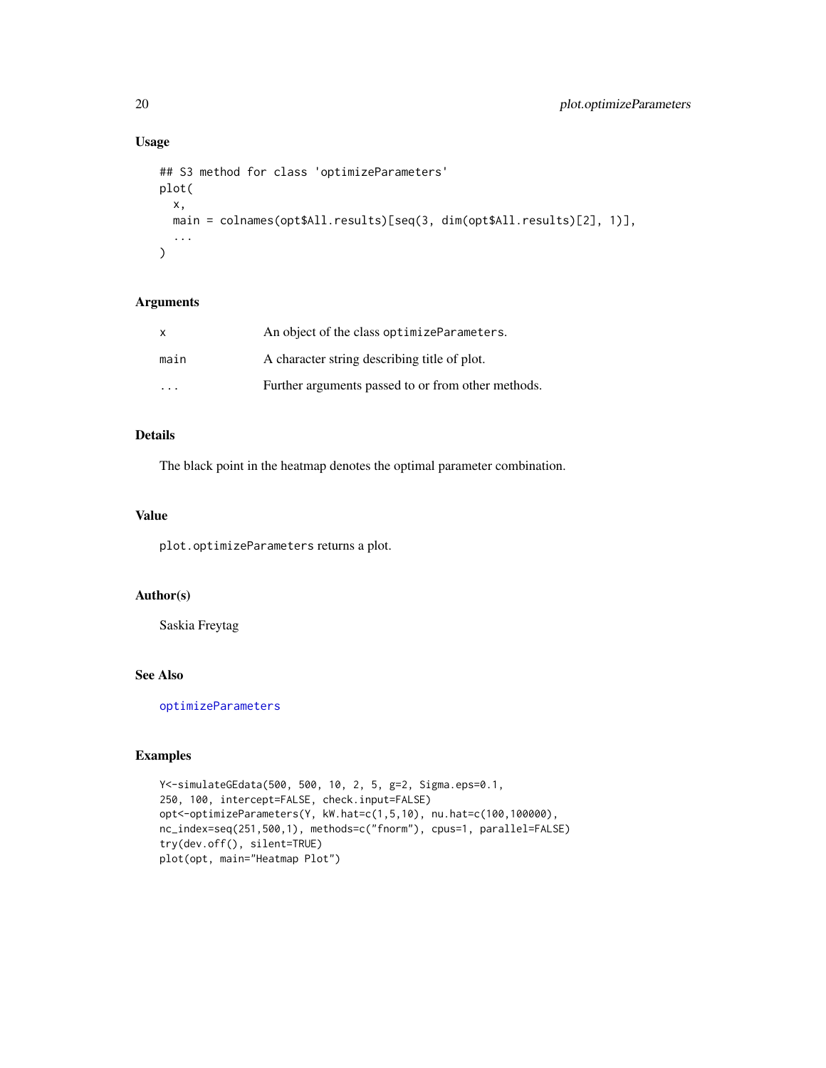## Usage

```
## S3 method for class 'optimizeParameters'
plot(
  x,
  main = colnames(opt$All.results)[seq(3, dim(opt$All.results)[2], 1)],
  ...
)
```

## Arguments

| | |
|---|---|
| x | An object of the class optimizeParameters. |
| main | A character string describing title of plot. |
| ... | Further arguments passed to or from other methods. |

## Details

The black point in the heatmap denotes the optimal parameter combination.

## Value

plot.optimizeParameters returns a plot.

## Author(s)

Saskia Freytag

## See Also

optimizeParameters

## Examples

```
Y<-simulateGEdata(500, 500, 10, 2, 5, g=2, Sigma.eps=0.1,
250, 100, intercept=FALSE, check.input=FALSE)
opt<-optimizeParameters(Y, kW.hat=c(1,5,10), nu.hat=c(100,100000),
nc_index=seq(251,500,1), methods=c("fnorm"), cpus=1, parallel=FALSE)
try(dev.off(), silent=TRUE)
plot(opt, main="Heatmap Plot")
```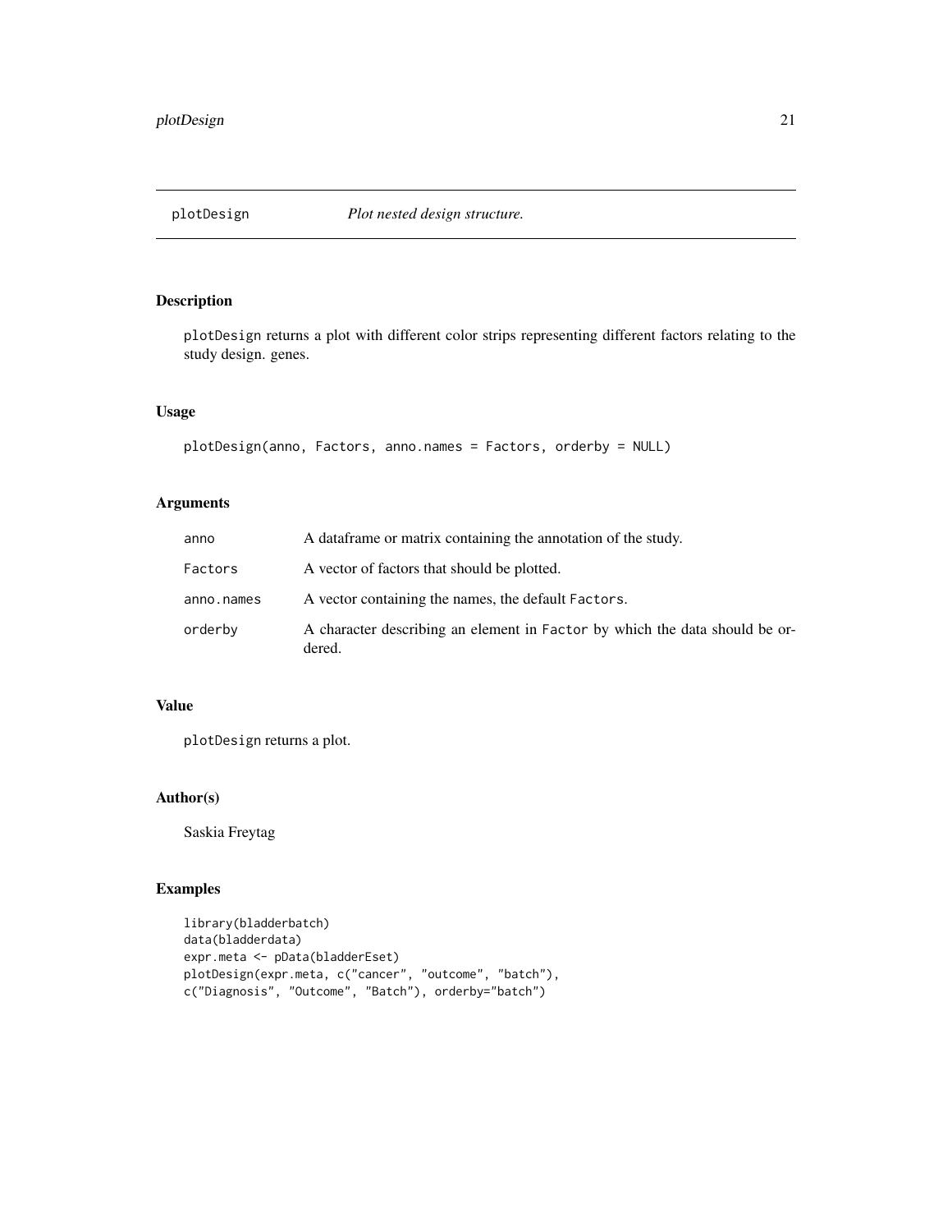## plotDesign *Plot nested design structure.*

### Description

plotDesign returns a plot with different color strips representing different factors relating to the study design. genes.

### Usage

```
plotDesign(anno, Factors, anno.names = Factors, orderby = NULL)
```

### Arguments

| | |
|---|---|
| anno | A dataframe or matrix containing the annotation of the study. |
| Factors | A vector of factors that should be plotted. |
| anno.names | A vector containing the names, the default Factors. |
| orderby | A character describing an element in Factor by which the data should be ordered. |

### Value

plotDesign returns a plot.

### Author(s)

Saskia Freytag

### Examples

```
library(bladderbatch)
data(bladderdata)
expr.meta <- pData(bladderEset)
plotDesign(expr.meta, c("cancer", "outcome", "batch"),
c("Diagnosis", "Outcome", "Batch"), orderby="batch")
```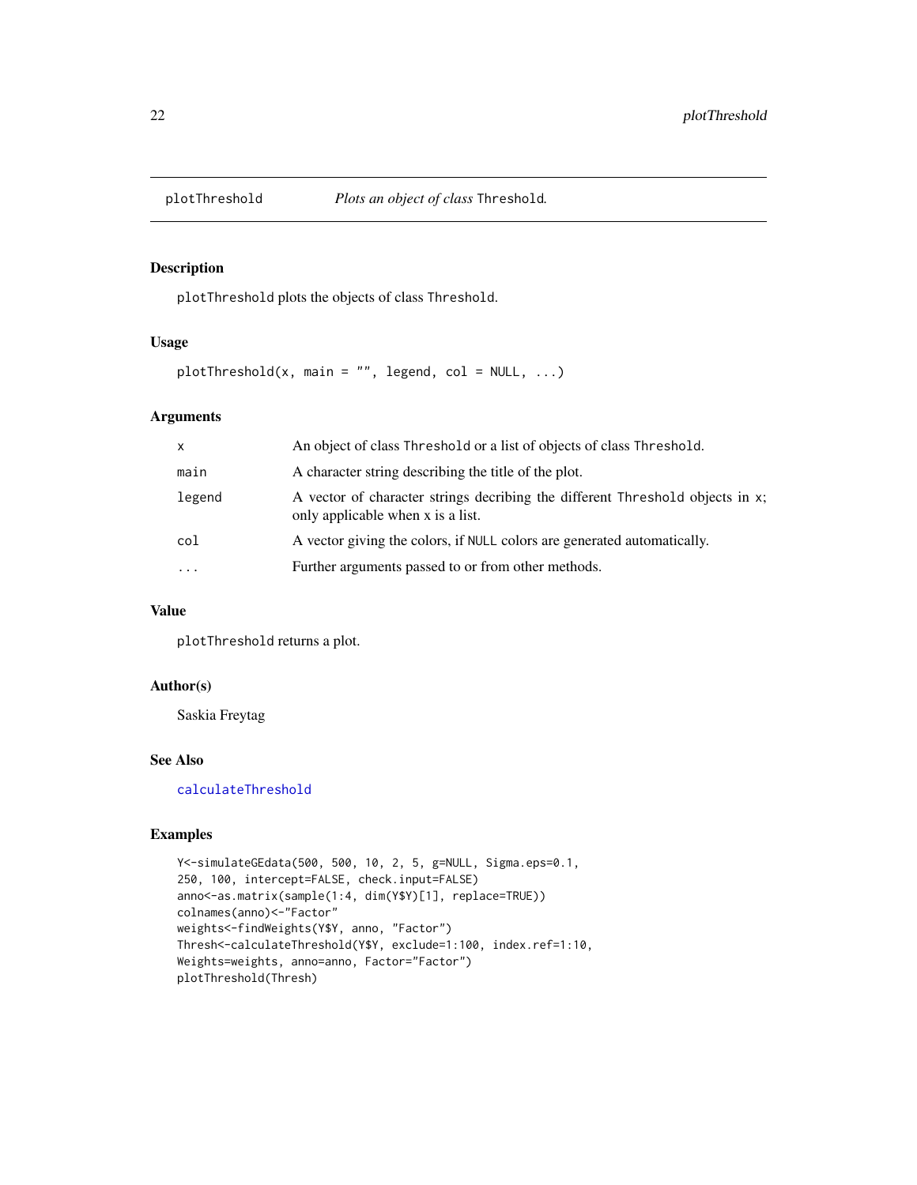## plotThreshold — *Plots an object of class* `Threshold`.

### Description

`plotThreshold` plots the objects of class `Threshold`.

### Usage

```
plotThreshold(x, main = "", legend, col = NULL, ...)
```

### Arguments

| | |
|---|---|
| `x` | An object of class `Threshold` or a list of objects of class `Threshold`. |
| `main` | A character string describing the title of the plot. |
| `legend` | A vector of character strings decribing the different `Threshold` objects in x; only applicable when x is a list. |
| `col` | A vector giving the colors, if `NULL` colors are generated automatically. |
| `...` | Further arguments passed to or from other methods. |

### Value

`plotThreshold` returns a plot.

### Author(s)

Saskia Freytag

### See Also

`calculateThreshold`

### Examples

```
Y<-simulateGEdata(500, 500, 10, 2, 5, g=NULL, Sigma.eps=0.1,
250, 100, intercept=FALSE, check.input=FALSE)
anno<-as.matrix(sample(1:4, dim(Y$Y)[1], replace=TRUE))
colnames(anno)<-"Factor"
weights<-findWeights(Y$Y, anno, "Factor")
Thresh<-calculateThreshold(Y$Y, exclude=1:100, index.ref=1:10,
Weights=weights, anno=anno, Factor="Factor")
plotThreshold(Thresh)
```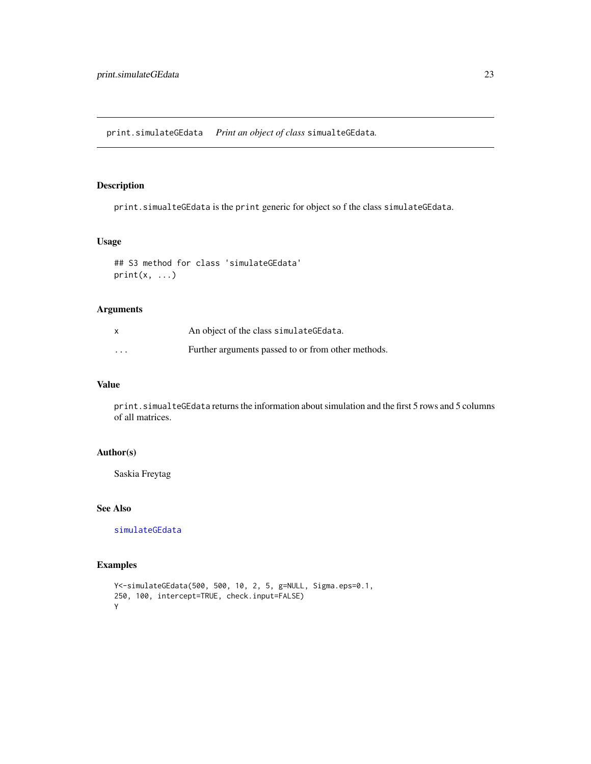# print.simulateGEdata *Print an object of class* `simualteGEdata`.

## Description

`print.simualteGEdata` is the `print` generic for object so f the class `simulateGEdata`.

## Usage

```
## S3 method for class 'simulateGEdata'
print(x, ...)
```

## Arguments

| | |
|---|---|
| x | An object of the class `simulateGEdata`. |
| ... | Further arguments passed to or from other methods. |

## Value

`print.simualteGEdata` returns the information about simulation and the first 5 rows and 5 columns of all matrices.

## Author(s)

Saskia Freytag

## See Also

`simulateGEdata`

## Examples

```
Y<-simulateGEdata(500, 500, 10, 2, 5, g=NULL, Sigma.eps=0.1,
250, 100, intercept=TRUE, check.input=FALSE)
Y
```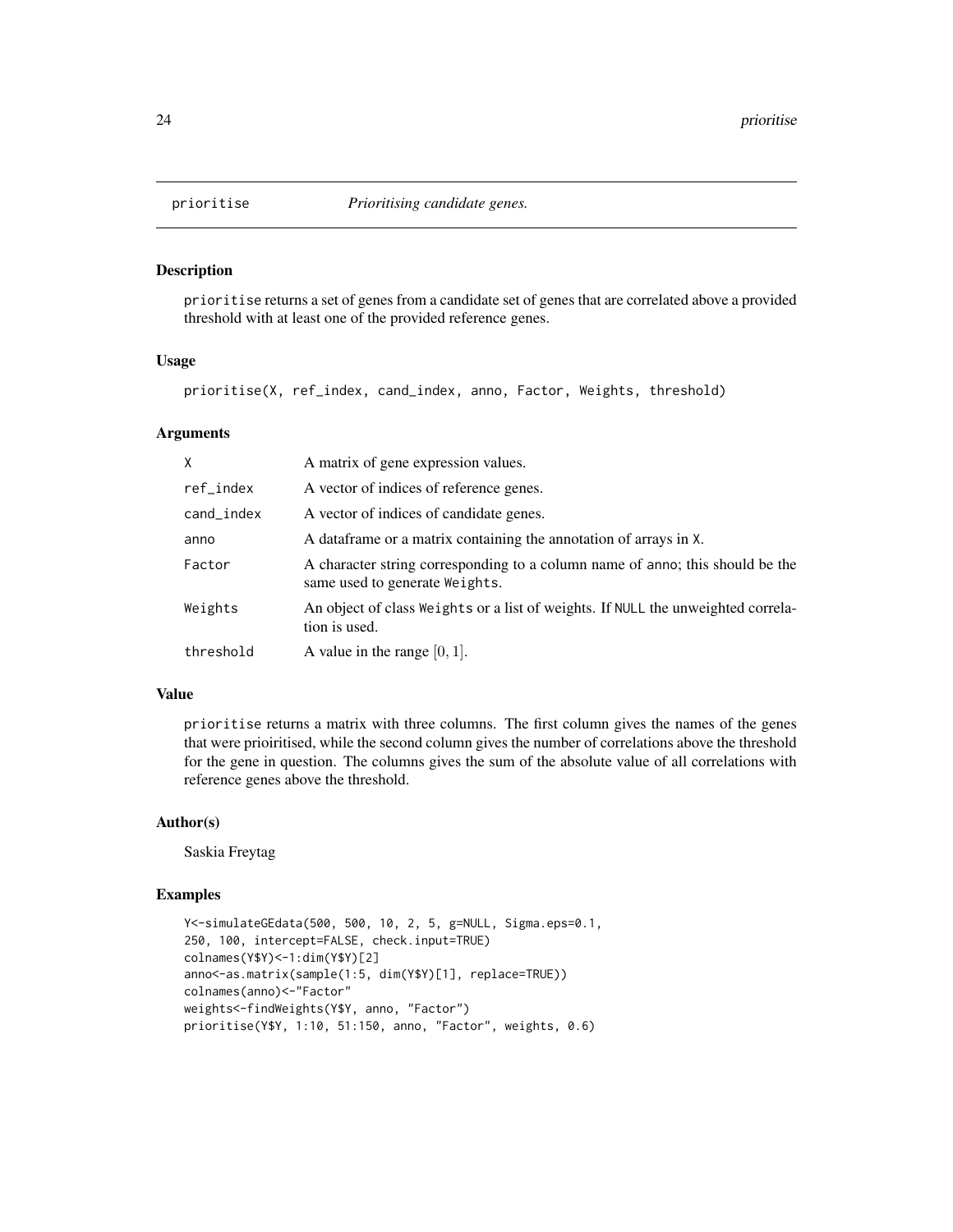## prioritise    *Prioritising candidate genes.*

### Description

prioritise returns a set of genes from a candidate set of genes that are correlated above a provided threshold with at least one of the provided reference genes.

### Usage

```
prioritise(X, ref_index, cand_index, anno, Factor, Weights, threshold)
```

### Arguments

| | |
|---|---|
| X | A matrix of gene expression values. |
| ref_index | A vector of indices of reference genes. |
| cand_index | A vector of indices of candidate genes. |
| anno | A dataframe or a matrix containing the annotation of arrays in X. |
| Factor | A character string corresponding to a column name of anno; this should be the same used to generate Weights. |
| Weights | An object of class Weights or a list of weights. If NULL the unweighted correlation is used. |
| threshold | A value in the range $[0, 1]$. |

### Value

prioritise returns a matrix with three columns. The first column gives the names of the genes that were prioiritised, while the second column gives the number of correlations above the threshold for the gene in question. The columns gives the sum of the absolute value of all correlations with reference genes above the threshold.

### Author(s)

Saskia Freytag

### Examples

```
Y<-simulateGEdata(500, 500, 10, 2, 5, g=NULL, Sigma.eps=0.1,
250, 100, intercept=FALSE, check.input=TRUE)
colnames(Y$Y)<-1:dim(Y$Y)[2]
anno<-as.matrix(sample(1:5, dim(Y$Y)[1], replace=TRUE))
colnames(anno)<-"Factor"
weights<-findWeights(Y$Y, anno, "Factor")
prioritise(Y$Y, 1:10, 51:150, anno, "Factor", weights, 0.6)
```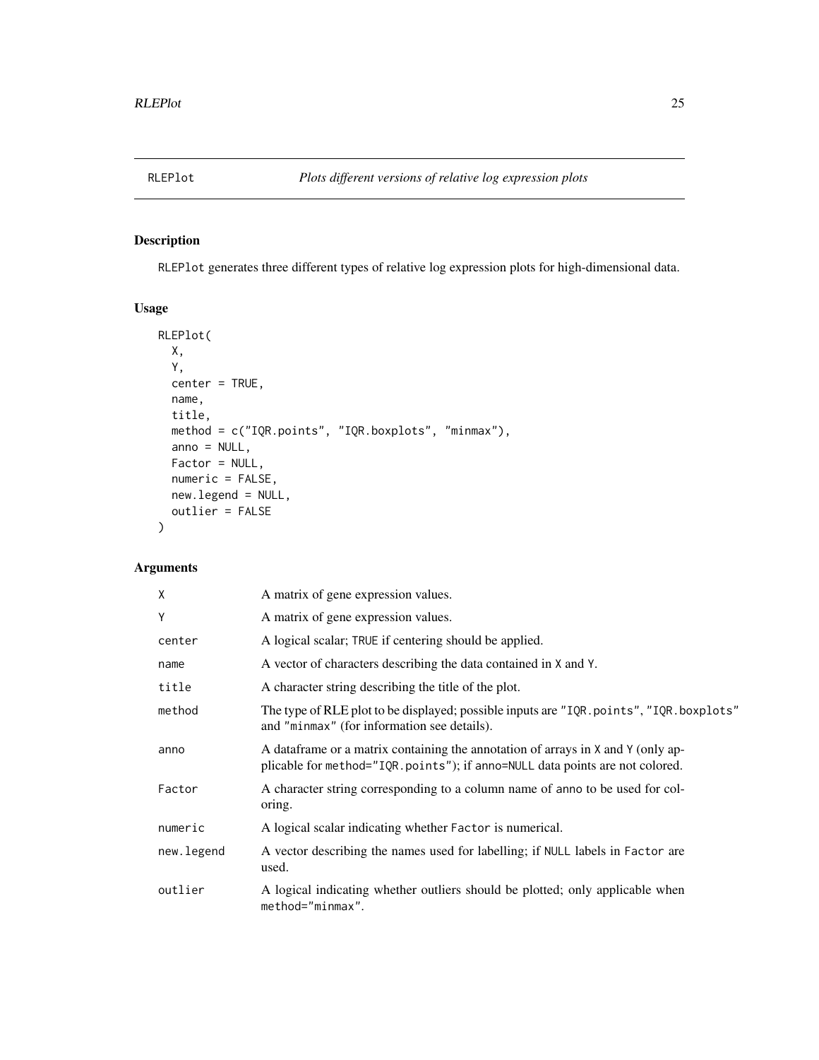# RLEPlot

*Plots different versions of relative log expression plots*

## Description

RLEPlot generates three different types of relative log expression plots for high-dimensional data.

## Usage

```
RLEPlot(
  X,
  Y,
  center = TRUE,
  name,
  title,
  method = c("IQR.points", "IQR.boxplots", "minmax"),
  anno = NULL,
  Factor = NULL,
  numeric = FALSE,
  new.legend = NULL,
  outlier = FALSE
)
```

## Arguments

| | |
|---|---|
| X | A matrix of gene expression values. |
| Y | A matrix of gene expression values. |
| center | A logical scalar; TRUE if centering should be applied. |
| name | A vector of characters describing the data contained in X and Y. |
| title | A character string describing the title of the plot. |
| method | The type of RLE plot to be displayed; possible inputs are "IQR.points", "IQR.boxplots" and "minmax" (for information see details). |
| anno | A dataframe or a matrix containing the annotation of arrays in X and Y (only applicable for method="IQR.points"); if anno=NULL data points are not colored. |
| Factor | A character string corresponding to a column name of anno to be used for coloring. |
| numeric | A logical scalar indicating whether Factor is numerical. |
| new.legend | A vector describing the names used for labelling; if NULL labels in Factor are used. |
| outlier | A logical indicating whether outliers should be plotted; only applicable when method="minmax". |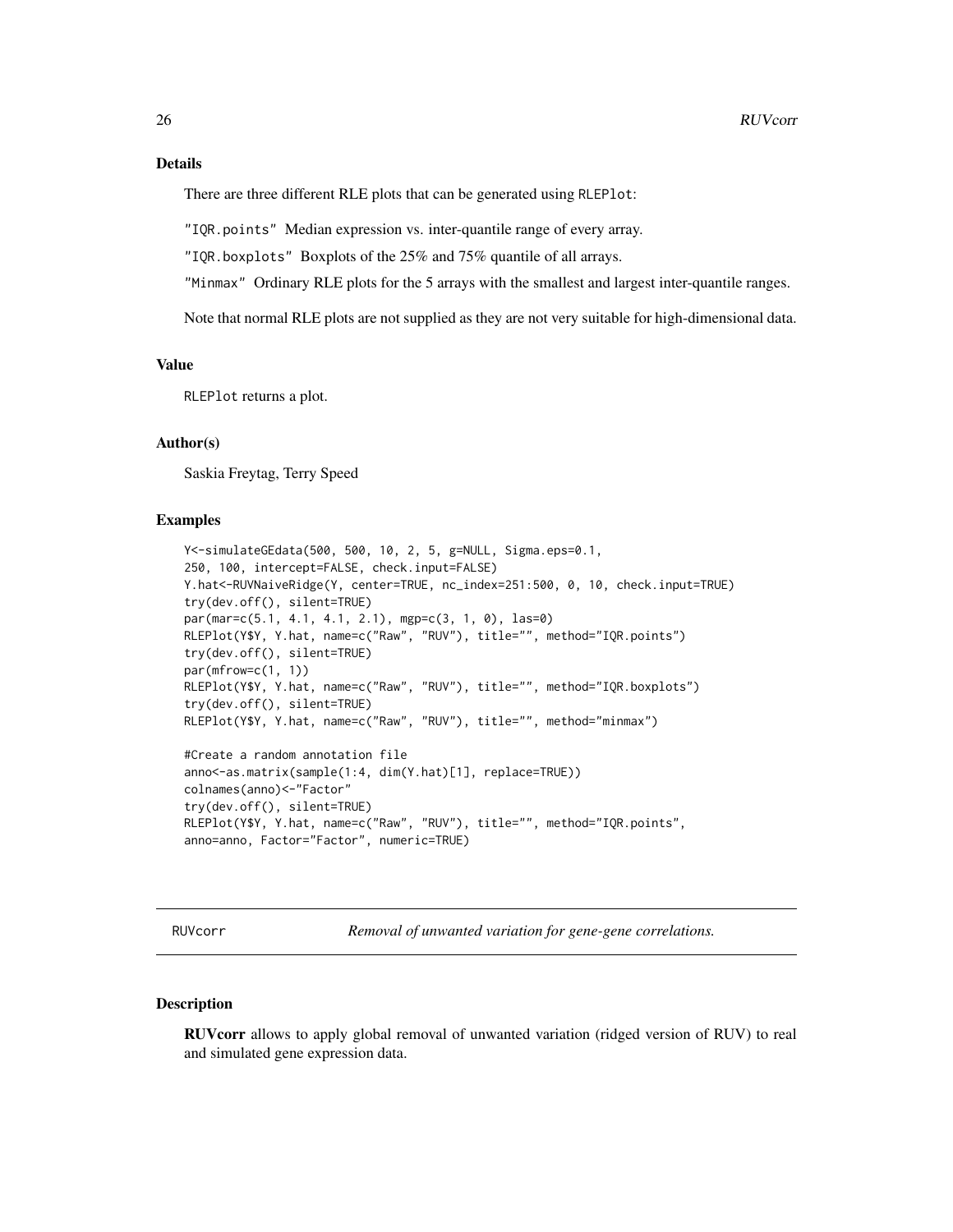### Details

There are three different RLE plots that can be generated using `RLEPlot`:

"IQR.points" Median expression vs. inter-quantile range of every array.

"IQR.boxplots" Boxplots of the 25% and 75% quantile of all arrays.

"Minmax" Ordinary RLE plots for the 5 arrays with the smallest and largest inter-quantile ranges.

Note that normal RLE plots are not supplied as they are not very suitable for high-dimensional data.

### Value

`RLEPlot` returns a plot.

### Author(s)

Saskia Freytag, Terry Speed

### Examples

```
Y<-simulateGEdata(500, 500, 10, 2, 5, g=NULL, Sigma.eps=0.1,
250, 100, intercept=FALSE, check.input=FALSE)
Y.hat<-RUVNaiveRidge(Y, center=TRUE, nc_index=251:500, 0, 10, check.input=TRUE)
try(dev.off(), silent=TRUE)
par(mar=c(5.1, 4.1, 4.1, 2.1), mgp=c(3, 1, 0), las=0)
RLEPlot(Y$Y, Y.hat, name=c("Raw", "RUV"), title="", method="IQR.points")
try(dev.off(), silent=TRUE)
par(mfrow=c(1, 1))
RLEPlot(Y$Y, Y.hat, name=c("Raw", "RUV"), title="", method="IQR.boxplots")
try(dev.off(), silent=TRUE)
RLEPlot(Y$Y, Y.hat, name=c("Raw", "RUV"), title="", method="minmax")

#Create a random annotation file
anno<-as.matrix(sample(1:4, dim(Y.hat)[1], replace=TRUE))
colnames(anno)<-"Factor"
try(dev.off(), silent=TRUE)
RLEPlot(Y$Y, Y.hat, name=c("Raw", "RUV"), title="", method="IQR.points",
anno=anno, Factor="Factor", numeric=TRUE)
```

---

## RUVcorr — *Removal of unwanted variation for gene-gene correlations.*

---

### Description

**RUVcorr** allows to apply global removal of unwanted variation (ridged version of RUV) to real and simulated gene expression data.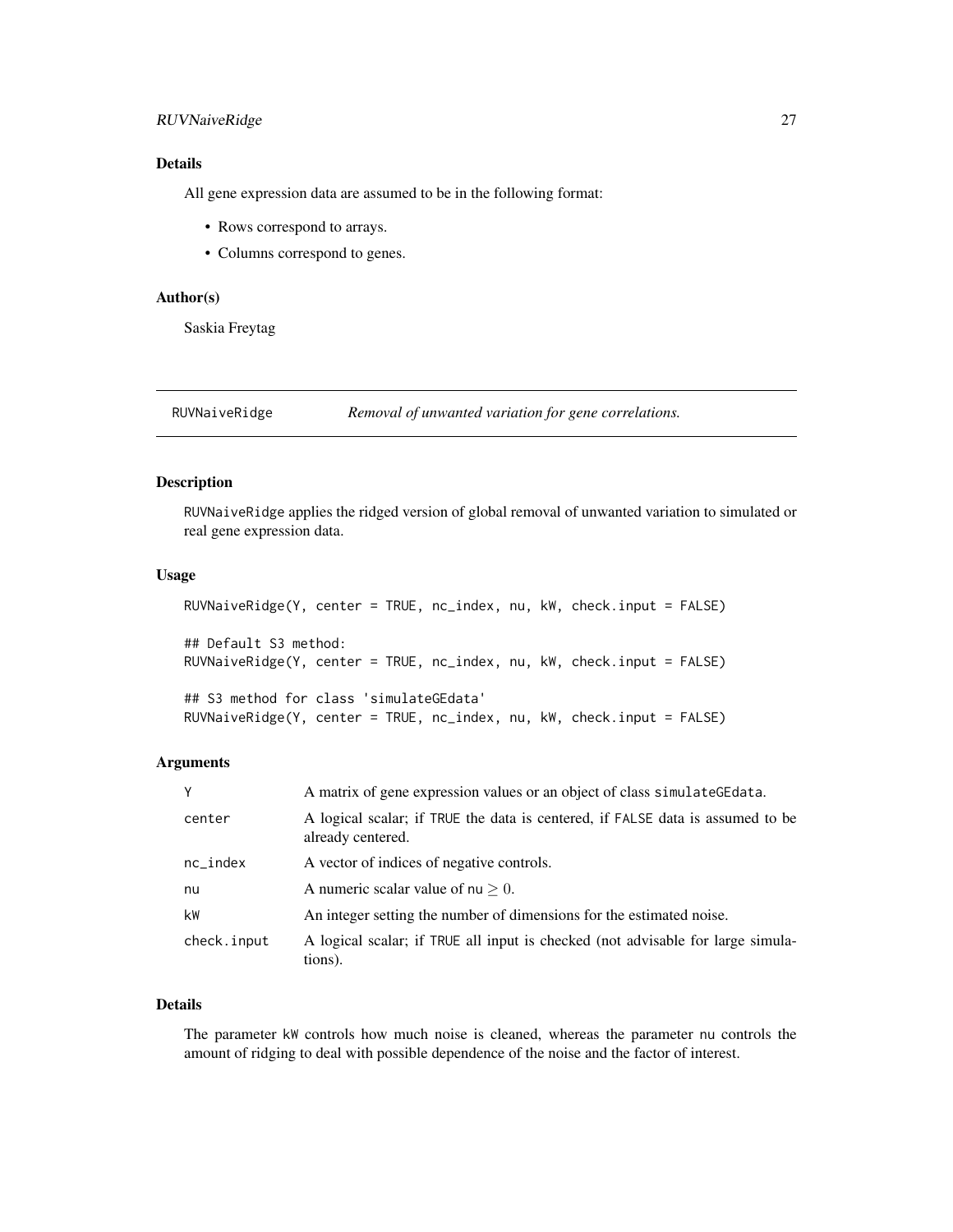### Details

All gene expression data are assumed to be in the following format:

- Rows correspond to arrays.
- Columns correspond to genes.

### Author(s)

Saskia Freytag

---

## RUVNaiveRidge *Removal of unwanted variation for gene correlations.*

---

### Description

RUVNaiveRidge applies the ridged version of global removal of unwanted variation to simulated or real gene expression data.

### Usage

```
RUVNaiveRidge(Y, center = TRUE, nc_index, nu, kW, check.input = FALSE)

## Default S3 method:
RUVNaiveRidge(Y, center = TRUE, nc_index, nu, kW, check.input = FALSE)

## S3 method for class 'simulateGEdata'
RUVNaiveRidge(Y, center = TRUE, nc_index, nu, kW, check.input = FALSE)
```

### Arguments

| | |
|---|---|
| Y | A matrix of gene expression values or an object of class simulateGEdata. |
| center | A logical scalar; if TRUE the data is centered, if FALSE data is assumed to be already centered. |
| nc_index | A vector of indices of negative controls. |
| nu | A numeric scalar value of nu $\geq 0$. |
| kW | An integer setting the number of dimensions for the estimated noise. |
| check.input | A logical scalar; if TRUE all input is checked (not advisable for large simulations). |

### Details

The parameter kW controls how much noise is cleaned, whereas the parameter nu controls the amount of ridging to deal with possible dependence of the noise and the factor of interest.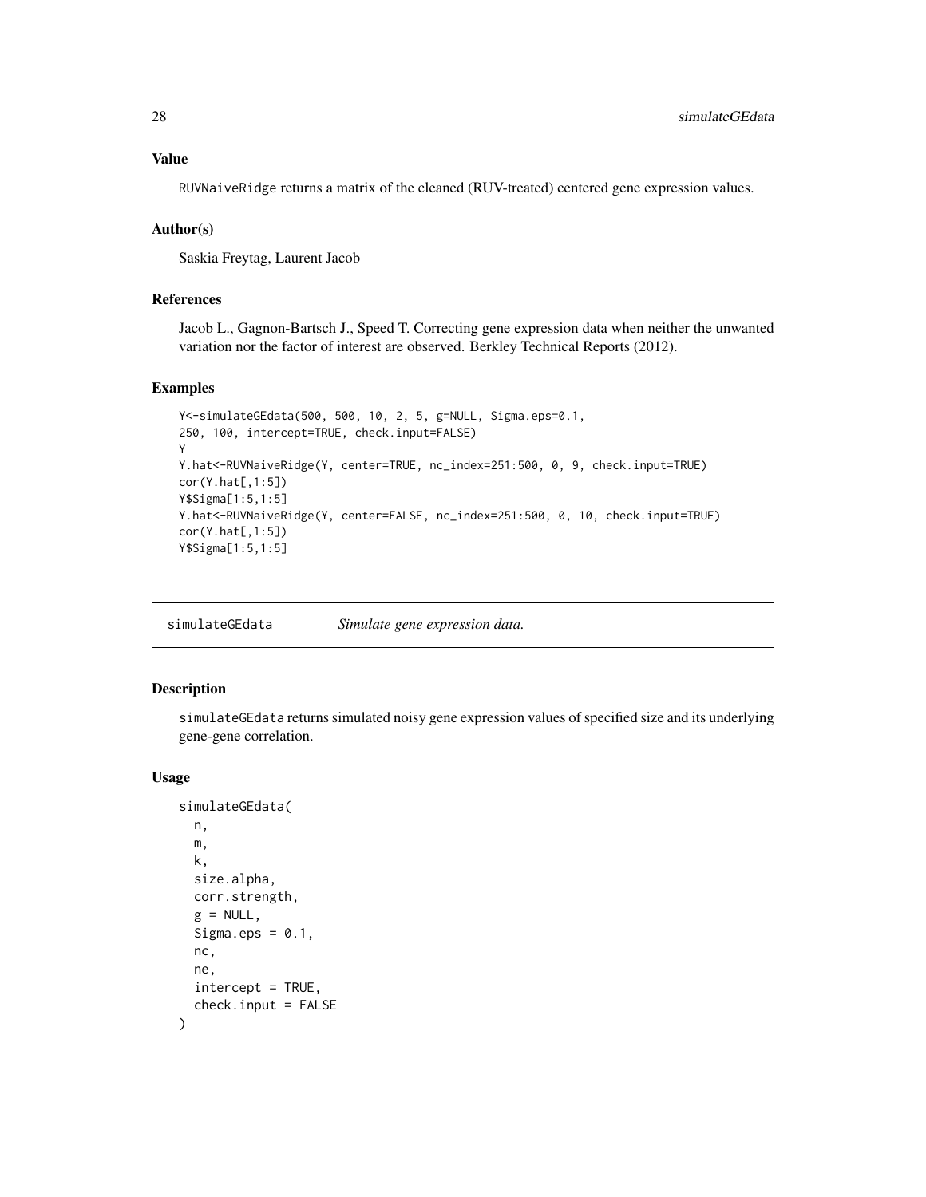### Value

RUVNaiveRidge returns a matrix of the cleaned (RUV-treated) centered gene expression values.

### Author(s)

Saskia Freytag, Laurent Jacob

### References

Jacob L., Gagnon-Bartsch J., Speed T. Correcting gene expression data when neither the unwanted variation nor the factor of interest are observed. Berkley Technical Reports (2012).

### Examples

```
Y<-simulateGEdata(500, 500, 10, 2, 5, g=NULL, Sigma.eps=0.1,
250, 100, intercept=TRUE, check.input=FALSE)
Y
Y.hat<-RUVNaiveRidge(Y, center=TRUE, nc_index=251:500, 0, 9, check.input=TRUE)
cor(Y.hat[,1:5])
Y$Sigma[1:5,1:5]
Y.hat<-RUVNaiveRidge(Y, center=FALSE, nc_index=251:500, 0, 10, check.input=TRUE)
cor(Y.hat[,1:5])
Y$Sigma[1:5,1:5]
```

---

## simulateGEdata — *Simulate gene expression data.*

### Description

simulateGEdata returns simulated noisy gene expression values of specified size and its underlying gene-gene correlation.

### Usage

```
simulateGEdata(
  n,
  m,
  k,
  size.alpha,
  corr.strength,
  g = NULL,
  Sigma.eps = 0.1,
  nc,
  ne,
  intercept = TRUE,
  check.input = FALSE
)
```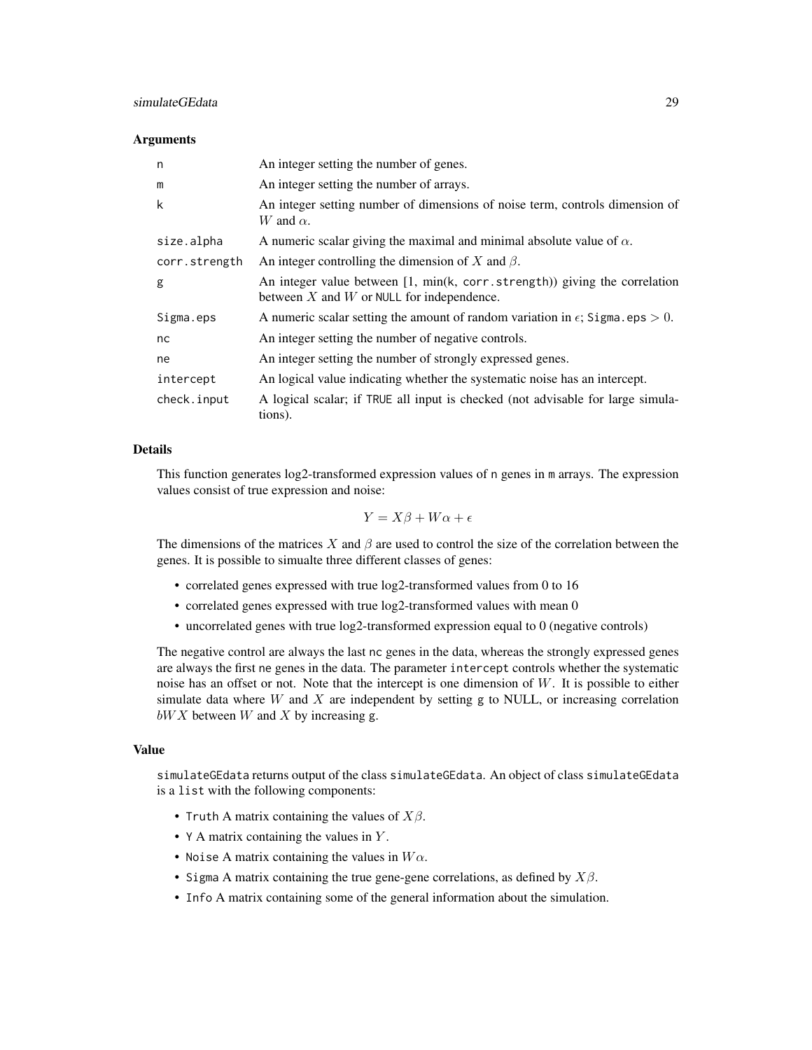### Arguments

| | |
|---|---|
| `n` | An integer setting the number of genes. |
| `m` | An integer setting the number of arrays. |
| `k` | An integer setting number of dimensions of noise term, controls dimension of $W$ and $\alpha$. |
| `size.alpha` | A numeric scalar giving the maximal and minimal absolute value of $\alpha$. |
| `corr.strength` | An integer controlling the dimension of $X$ and $\beta$. |
| `g` | An integer value between [1, min(k, `corr.strength`)) giving the correlation between $X$ and $W$ or `NULL` for independence. |
| `Sigma.eps` | A numeric scalar setting the amount of random variation in $\epsilon$; `Sigma.eps` $> 0$. |
| `nc` | An integer setting the number of negative controls. |
| `ne` | An integer setting the number of strongly expressed genes. |
| `intercept` | An logical value indicating whether the systematic noise has an intercept. |
| `check.input` | A logical scalar; if `TRUE` all input is checked (not advisable for large simulations). |

### Details

This function generates log2-transformed expression values of `n` genes in `m` arrays. The expression values consist of true expression and noise:

$$Y = X\beta + W\alpha + \epsilon$$

The dimensions of the matrices $X$ and $\beta$ are used to control the size of the correlation between the genes. It is possible to simualte three different classes of genes:

- correlated genes expressed with true log2-transformed values from 0 to 16
- correlated genes expressed with true log2-transformed values with mean 0
- uncorrelated genes with true log2-transformed expression equal to 0 (negative controls)

The negative control are always the last `nc` genes in the data, whereas the strongly expressed genes are always the first `ne` genes in the data. The parameter `intercept` controls whether the systematic noise has an offset or not. Note that the intercept is one dimension of $W$. It is possible to either simulate data where $W$ and $X$ are independent by setting `g` to NULL, or increasing correlation $bWX$ between $W$ and $X$ by increasing `g`.

### Value

`simulateGEdata` returns output of the class `simulateGEdata`. An object of class `simulateGEdata` is a `list` with the following components:

- `Truth` A matrix containing the values of $X\beta$.
- `Y` A matrix containing the values in $Y$.
- `Noise` A matrix containing the values in $W\alpha$.
- `Sigma` A matrix containing the true gene-gene correlations, as defined by $X\beta$.
- `Info` A matrix containing some of the general information about the simulation.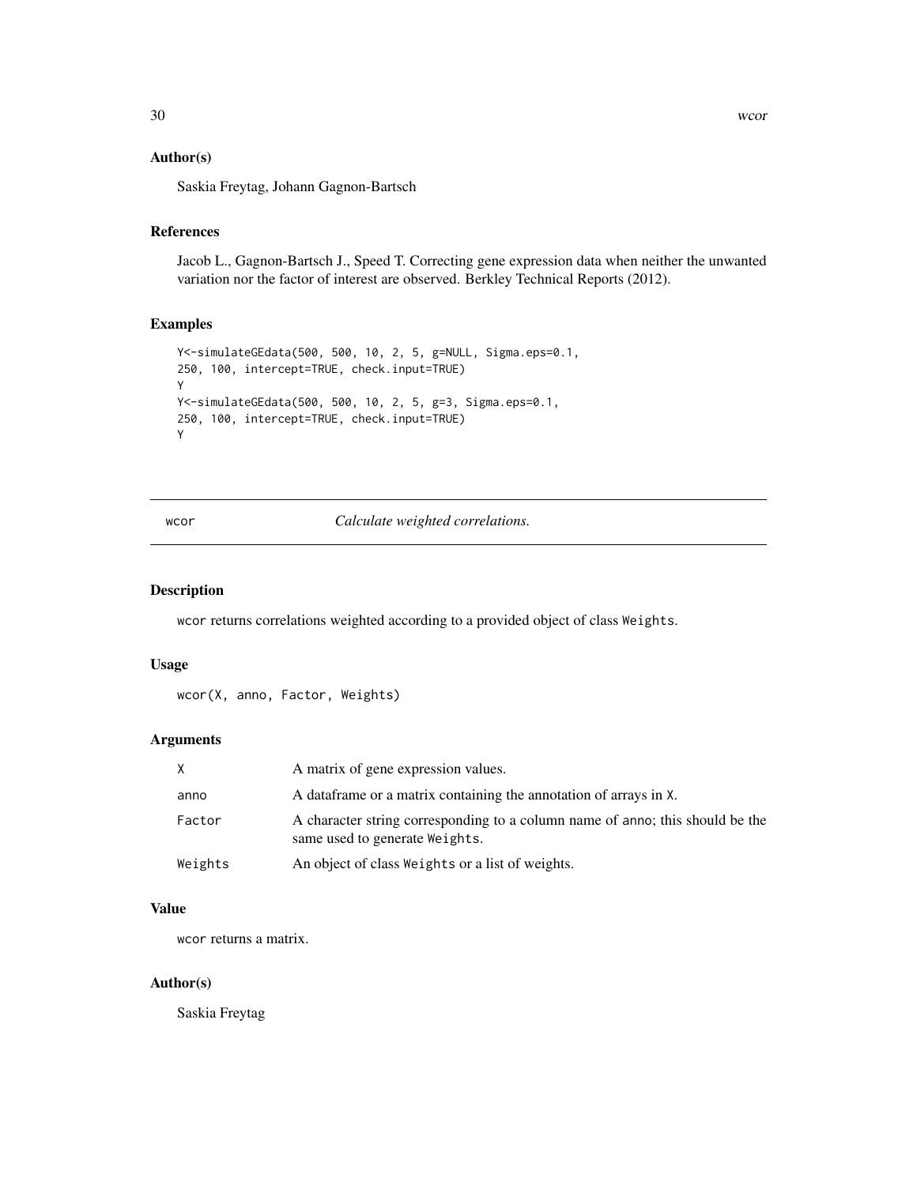### Author(s)

Saskia Freytag, Johann Gagnon-Bartsch

### References

Jacob L., Gagnon-Bartsch J., Speed T. Correcting gene expression data when neither the unwanted variation nor the factor of interest are observed. Berkley Technical Reports (2012).

### Examples

```
Y<-simulateGEdata(500, 500, 10, 2, 5, g=NULL, Sigma.eps=0.1,
250, 100, intercept=TRUE, check.input=TRUE)
Y
Y<-simulateGEdata(500, 500, 10, 2, 5, g=3, Sigma.eps=0.1,
250, 100, intercept=TRUE, check.input=TRUE)
Y
```

---

## wcor — *Calculate weighted correlations.*

### Description

wcor returns correlations weighted according to a provided object of class Weights.

### Usage

```
wcor(X, anno, Factor, Weights)
```

### Arguments

| | |
|---|---|
| X | A matrix of gene expression values. |
| anno | A dataframe or a matrix containing the annotation of arrays in X. |
| Factor | A character string corresponding to a column name of anno; this should be the same used to generate Weights. |
| Weights | An object of class Weights or a list of weights. |

### Value

wcor returns a matrix.

### Author(s)

Saskia Freytag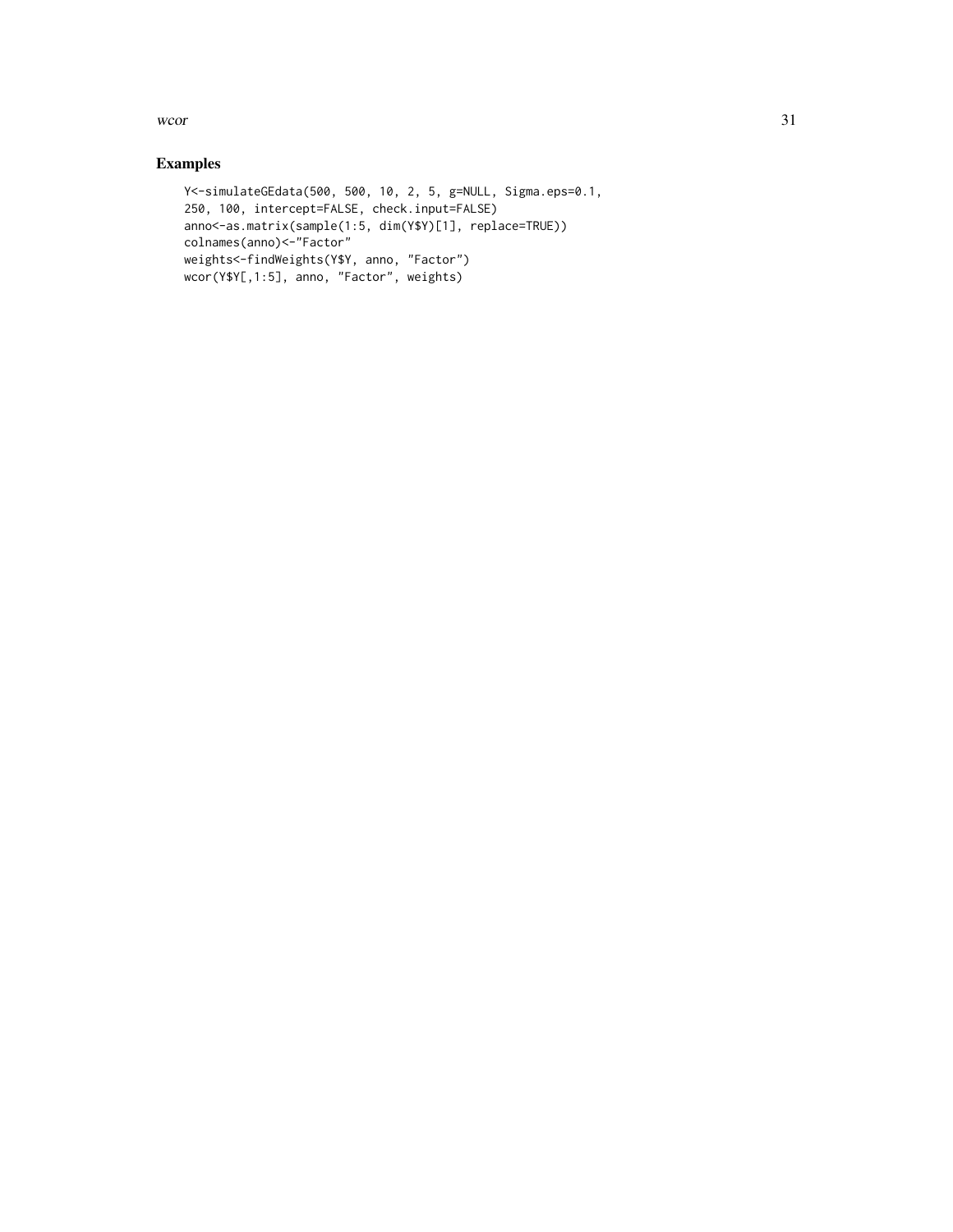## Examples

```
Y<-simulateGEdata(500, 500, 10, 2, 5, g=NULL, Sigma.eps=0.1,
250, 100, intercept=FALSE, check.input=FALSE)
anno<-as.matrix(sample(1:5, dim(Y$Y)[1], replace=TRUE))
colnames(anno)<-"Factor"
weights<-findWeights(Y$Y, anno, "Factor")
wcor(Y$Y[,1:5], anno, "Factor", weights)
```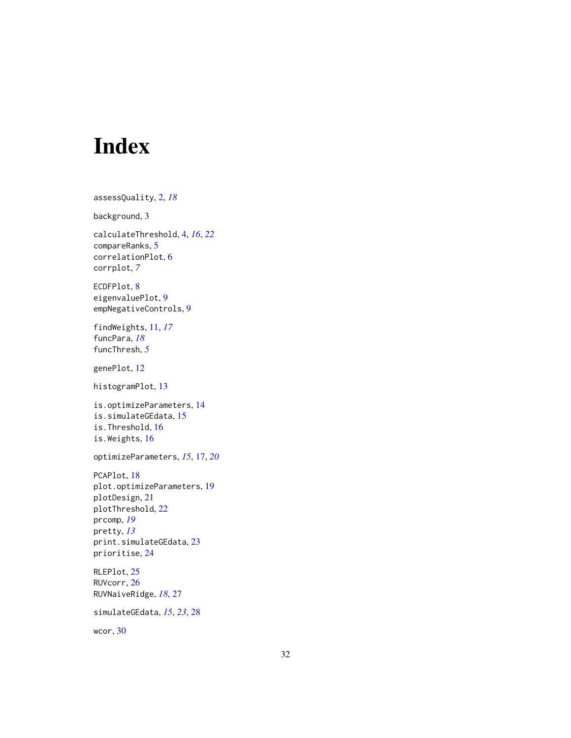# Index

assessQuality, 2, *18*

background, 3

calculateThreshold, 4, *16*, *22*
compareRanks, 5
correlationPlot, 6
corrplot, *7*

ECDFPlot, 8
eigenvaluePlot, 9
empNegativeControls, 9

findWeights, 11, *17*
funcPara, *18*
funcThresh, *5*

genePlot, 12

histogramPlot, 13

is.optimizeParameters, 14
is.simulateGEdata, 15
is.Threshold, 16
is.Weights, 16

optimizeParameters, *15*, 17, *20*

PCAPlot, 18
plot.optimizeParameters, 19
plotDesign, 21
plotThreshold, 22
prcomp, *19*
pretty, *13*
print.simulateGEdata, 23
prioritise, 24

RLEPlot, 25
RUVcorr, 26
RUVNaiveRidge, *18*, 27

simulateGEdata, *15*, *23*, 28

wcor, 30